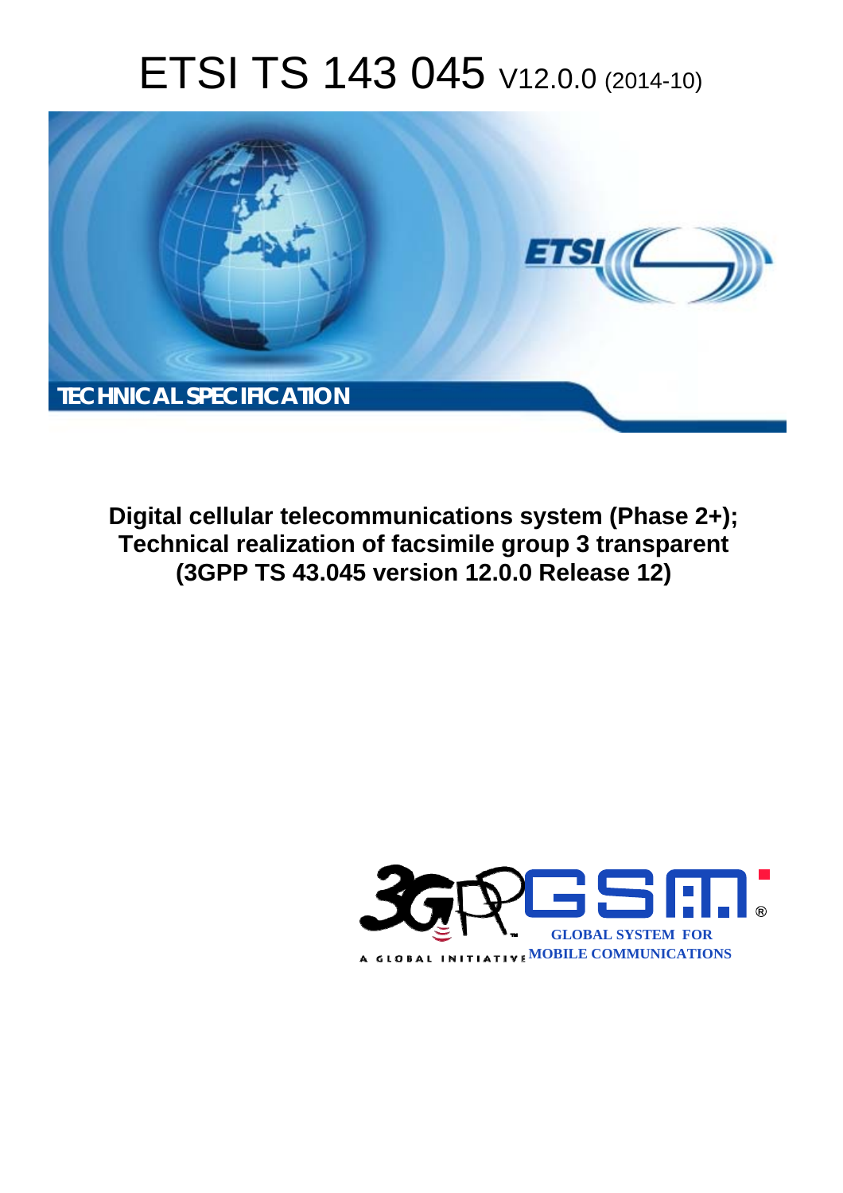# ETSI TS 143 045 V12.0.0 (2014-10)

TECHNICAL SPECIFICATION

**Digital cellular telecommunications system (Phase 2+); Technical realization of facsimile group 3 transparent (3GPP TS 43.045 version 12.0.0 Release 12)**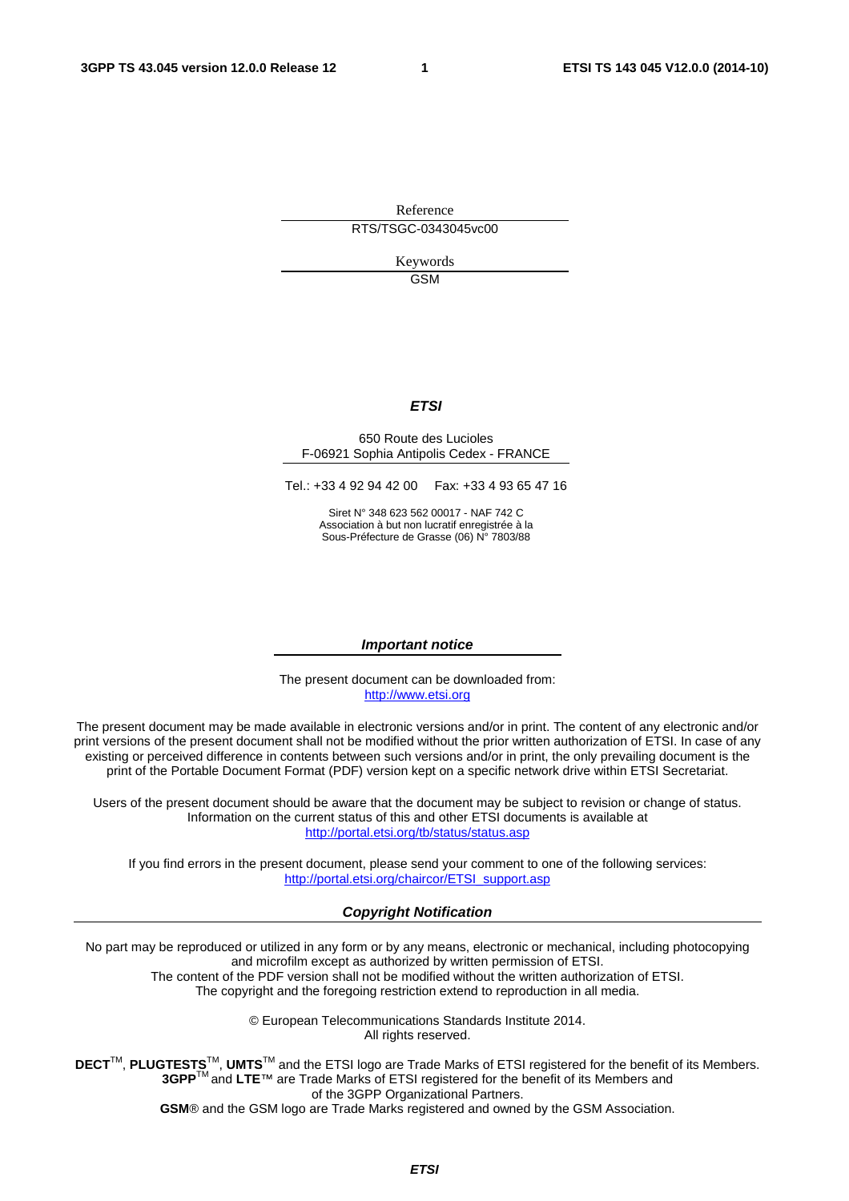Reference

RTS/TSGC-0343045vc00

Keywords

GSM

***ETSI***

650 Route des Lucioles
F-06921 Sophia Antipolis Cedex - FRANCE

Tel.: +33 4 92 94 42 00 Fax: +33 4 93 65 47 16

Siret N° 348 623 562 00017 - NAF 742 C
Association à but non lucratif enregistrée à la
Sous-Préfecture de Grasse (06) N° 7803/88

***Important notice***

The present document can be downloaded from:
http://www.etsi.org

The present document may be made available in electronic versions and/or in print. The content of any electronic and/or print versions of the present document shall not be modified without the prior written authorization of ETSI. In case of any existing or perceived difference in contents between such versions and/or in print, the only prevailing document is the print of the Portable Document Format (PDF) version kept on a specific network drive within ETSI Secretariat.

Users of the present document should be aware that the document may be subject to revision or change of status. Information on the current status of this and other ETSI documents is available at
http://portal.etsi.org/tb/status/status.asp

If you find errors in the present document, please send your comment to one of the following services:
http://portal.etsi.org/chaircor/ETSI_support.asp

***Copyright Notification***

No part may be reproduced or utilized in any form or by any means, electronic or mechanical, including photocopying and microfilm except as authorized by written permission of ETSI.
The content of the PDF version shall not be modified without the written authorization of ETSI.
The copyright and the foregoing restriction extend to reproduction in all media.

© European Telecommunications Standards Institute 2014.
All rights reserved.

**DECT**™, **PLUGTESTS**™, **UMTS**™ and the ETSI logo are Trade Marks of ETSI registered for the benefit of its Members.
**3GPP**™ and **LTE**™ are Trade Marks of ETSI registered for the benefit of its Members and
of the 3GPP Organizational Partners.
**GSM**® and the GSM logo are Trade Marks registered and owned by the GSM Association.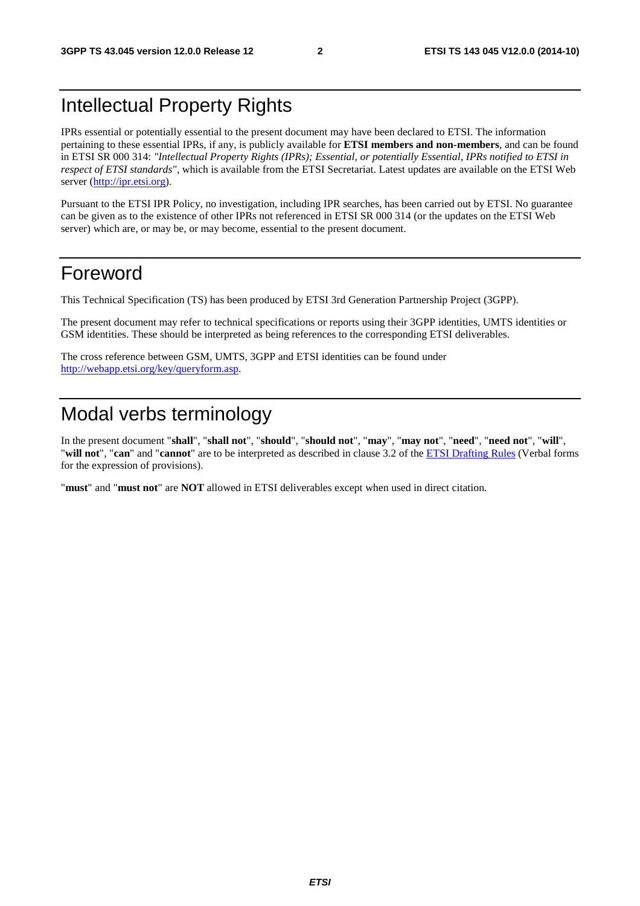# Intellectual Property Rights

IPRs essential or potentially essential to the present document may have been declared to ETSI. The information pertaining to these essential IPRs, if any, is publicly available for **ETSI members and non-members**, and can be found in ETSI SR 000 314: *"Intellectual Property Rights (IPRs); Essential, or potentially Essential, IPRs notified to ETSI in respect of ETSI standards"*, which is available from the ETSI Secretariat. Latest updates are available on the ETSI Web server (http://ipr.etsi.org).

Pursuant to the ETSI IPR Policy, no investigation, including IPR searches, has been carried out by ETSI. No guarantee can be given as to the existence of other IPRs not referenced in ETSI SR 000 314 (or the updates on the ETSI Web server) which are, or may be, or may become, essential to the present document.

# Foreword

This Technical Specification (TS) has been produced by ETSI 3rd Generation Partnership Project (3GPP).

The present document may refer to technical specifications or reports using their 3GPP identities, UMTS identities or GSM identities. These should be interpreted as being references to the corresponding ETSI deliverables.

The cross reference between GSM, UMTS, 3GPP and ETSI identities can be found under http://webapp.etsi.org/key/queryform.asp.

# Modal verbs terminology

In the present document "**shall**", "**shall not**", "**should**", "**should not**", "**may**", "**may not**", "**need**", "**need not**", "**will**", "**will not**", "**can**" and "**cannot**" are to be interpreted as described in clause 3.2 of the ETSI Drafting Rules (Verbal forms for the expression of provisions).

"**must**" and "**must not**" are **NOT** allowed in ETSI deliverables except when used in direct citation.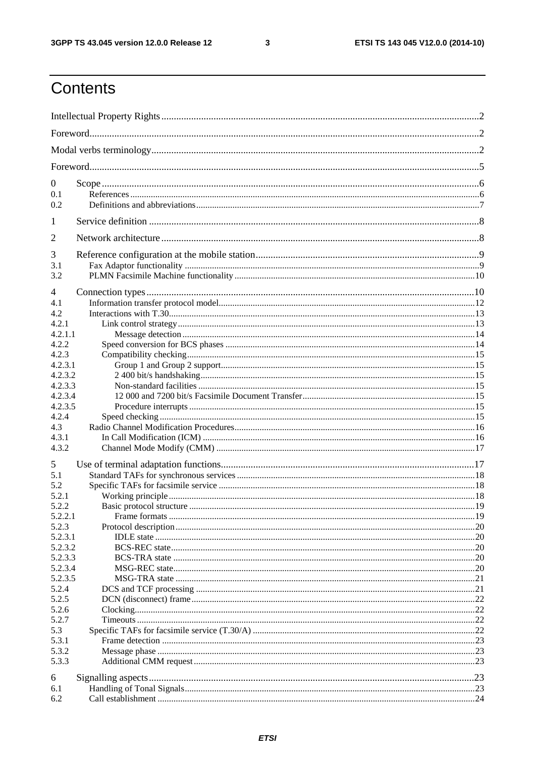# Contents

Intellectual Property Rights ..... 2

Foreword ..... 2

Modal verbs terminology ..... 2

Foreword ..... 5

0 Scope ..... 6

0.1 References ..... 6

0.2 Definitions and abbreviations ..... 7

1 Service definition ..... 8

2 Network architecture ..... 8

3 Reference configuration at the mobile station ..... 9

3.1 Fax Adaptor functionality ..... 9

3.2 PLMN Facsimile Machine functionality ..... 10

4 Connection types ..... 10

4.1 Information transfer protocol model ..... 12

4.2 Interactions with T.30 ..... 13

4.2.1 Link control strategy ..... 13

4.2.1.1 Message detection ..... 14

4.2.2 Speed conversion for BCS phases ..... 14

4.2.3 Compatibility checking ..... 15

4.2.3.1 Group 1 and Group 2 support ..... 15

4.2.3.2 2 400 bit/s handshaking ..... 15

4.2.3.3 Non-standard facilities ..... 15

4.2.3.4 12 000 and 7200 bit/s Facsimile Document Transfer ..... 15

4.2.3.5 Procedure interrupts ..... 15

4.2.4 Speed checking ..... 15

4.3 Radio Channel Modification Procedures ..... 16

4.3.1 In Call Modification (ICM) ..... 16

4.3.2 Channel Mode Modify (CMM) ..... 17

5 Use of terminal adaptation functions ..... 17

5.1 Standard TAFs for synchronous services ..... 18

5.2 Specific TAFs for facsimile service ..... 18

5.2.1 Working principle ..... 18

5.2.2 Basic protocol structure ..... 19

5.2.2.1 Frame formats ..... 19

5.2.3 Protocol description ..... 20

5.2.3.1 IDLE state ..... 20

5.2.3.2 BCS-REC state ..... 20

5.2.3.3 BCS-TRA state ..... 20

5.2.3.4 MSG-REC state ..... 20

5.2.3.5 MSG-TRA state ..... 21

5.2.4 DCS and TCF processing ..... 21

5.2.5 DCN (disconnect) frame ..... 22

5.2.6 Clocking ..... 22

5.2.7 Timeouts ..... 22

5.3 Specific TAFs for facsimile service (T.30/A) ..... 22

5.3.1 Frame detection ..... 23

5.3.2 Message phase ..... 23

5.3.3 Additional CMM request ..... 23

6 Signalling aspects ..... 23

6.1 Handling of Tonal Signals ..... 23

6.2 Call establishment ..... 24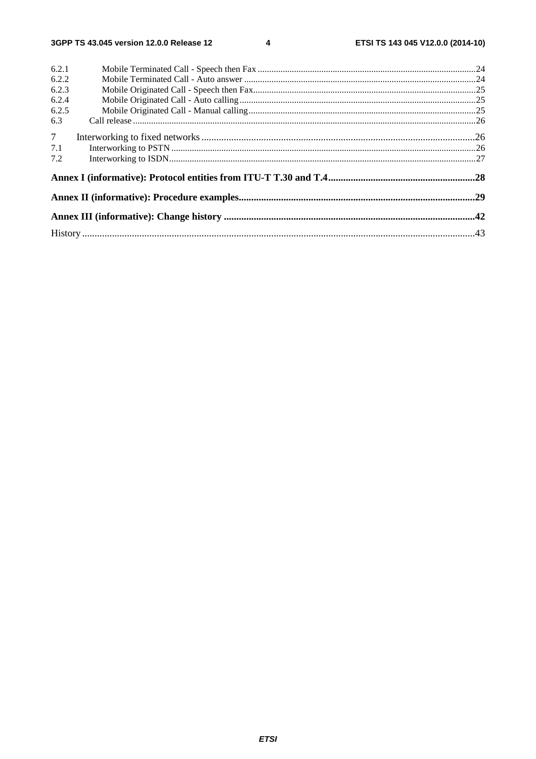6.2.1 Mobile Terminated Call - Speech then Fax .....24
6.2.2 Mobile Terminated Call - Auto answer .....24
6.2.3 Mobile Originated Call - Speech then Fax.....25
6.2.4 Mobile Originated Call - Auto calling .....25
6.2.5 Mobile Originated Call - Manual calling.....25
6.3 Call release .....26

7 Interworking to fixed networks .....26
7.1 Interworking to PSTN .....26
7.2 Interworking to ISDN.....27

**Annex I (informative): Protocol entities from ITU-T T.30 and T.4.....28**

**Annex II (informative): Procedure examples.....29**

**Annex III (informative): Change history .....42**

History .....43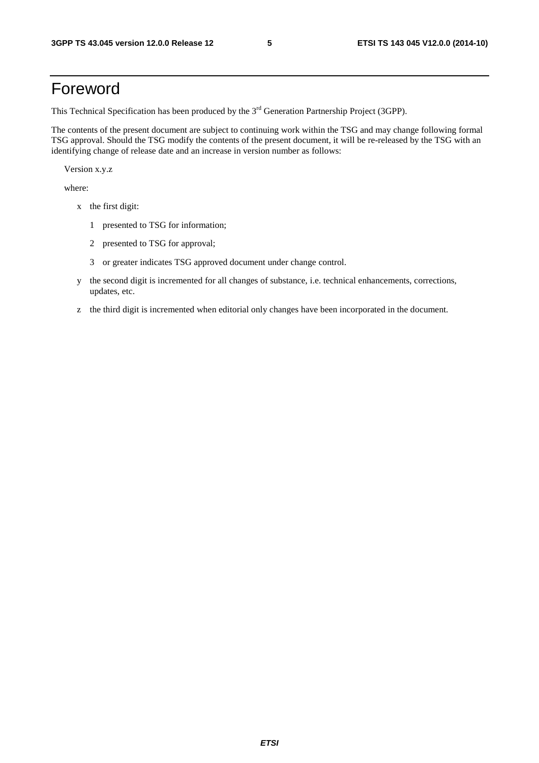# Foreword

This Technical Specification has been produced by the 3rd Generation Partnership Project (3GPP).

The contents of the present document are subject to continuing work within the TSG and may change following formal TSG approval. Should the TSG modify the contents of the present document, it will be re-released by the TSG with an identifying change of release date and an increase in version number as follows:

Version x.y.z

where:

- x the first digit:
  - 1 presented to TSG for information;
  - 2 presented to TSG for approval;
  - 3 or greater indicates TSG approved document under change control.
- y the second digit is incremented for all changes of substance, i.e. technical enhancements, corrections, updates, etc.
- z the third digit is incremented when editorial only changes have been incorporated in the document.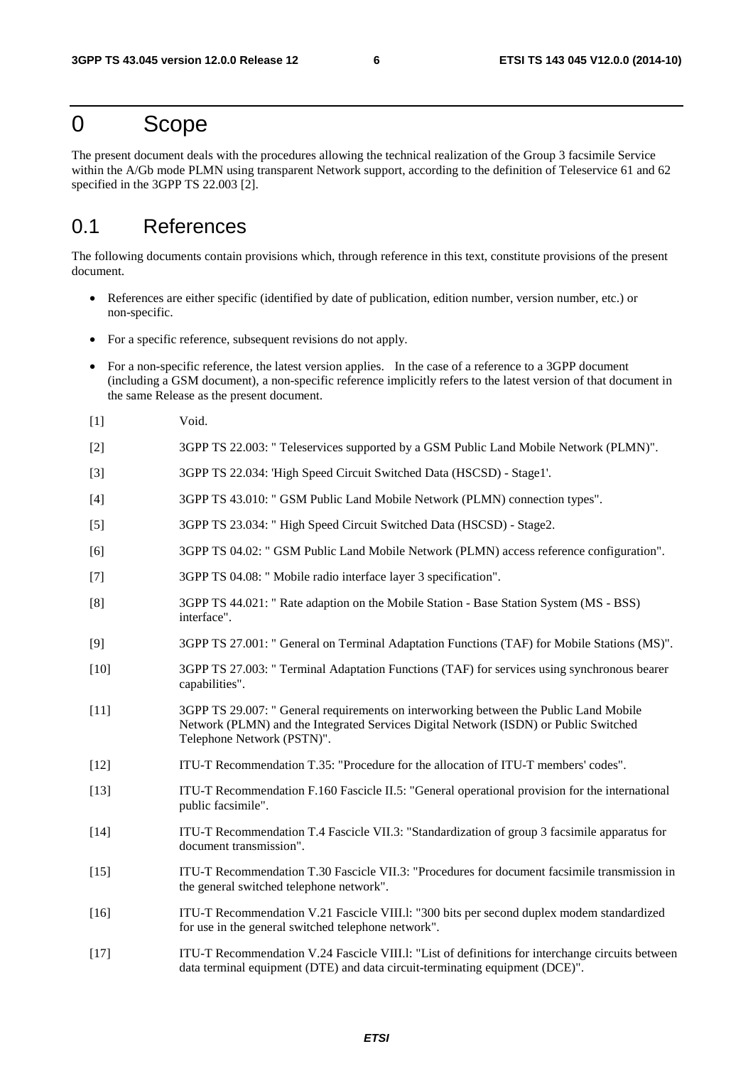# 0 Scope

The present document deals with the procedures allowing the technical realization of the Group 3 facsimile Service within the A/Gb mode PLMN using transparent Network support, according to the definition of Teleservice 61 and 62 specified in the 3GPP TS 22.003 [2].

## 0.1 References

The following documents contain provisions which, through reference in this text, constitute provisions of the present document.

- References are either specific (identified by date of publication, edition number, version number, etc.) or non-specific.
- For a specific reference, subsequent revisions do not apply.
- For a non-specific reference, the latest version applies. In the case of a reference to a 3GPP document (including a GSM document), a non-specific reference implicitly refers to the latest version of that document in the same Release as the present document.

[1] Void.

[2] 3GPP TS 22.003: " Teleservices supported by a GSM Public Land Mobile Network (PLMN)".

[3] 3GPP TS 22.034: 'High Speed Circuit Switched Data (HSCSD) - Stage1'.

[4] 3GPP TS 43.010: " GSM Public Land Mobile Network (PLMN) connection types".

[5] 3GPP TS 23.034: " High Speed Circuit Switched Data (HSCSD) - Stage2.

[6] 3GPP TS 04.02: " GSM Public Land Mobile Network (PLMN) access reference configuration".

[7] 3GPP TS 04.08: " Mobile radio interface layer 3 specification".

[8] 3GPP TS 44.021: " Rate adaption on the Mobile Station - Base Station System (MS - BSS) interface".

[9] 3GPP TS 27.001: " General on Terminal Adaptation Functions (TAF) for Mobile Stations (MS)".

[10] 3GPP TS 27.003: " Terminal Adaptation Functions (TAF) for services using synchronous bearer capabilities".

[11] 3GPP TS 29.007: " General requirements on interworking between the Public Land Mobile Network (PLMN) and the Integrated Services Digital Network (ISDN) or Public Switched Telephone Network (PSTN)".

[12] ITU-T Recommendation T.35: "Procedure for the allocation of ITU-T members' codes".

[13] ITU-T Recommendation F.160 Fascicle II.5: "General operational provision for the international public facsimile".

[14] ITU-T Recommendation T.4 Fascicle VII.3: "Standardization of group 3 facsimile apparatus for document transmission".

[15] ITU-T Recommendation T.30 Fascicle VII.3: "Procedures for document facsimile transmission in the general switched telephone network".

[16] ITU-T Recommendation V.21 Fascicle VIII.l: "300 bits per second duplex modem standardized for use in the general switched telephone network".

[17] ITU-T Recommendation V.24 Fascicle VIII.l: "List of definitions for interchange circuits between data terminal equipment (DTE) and data circuit-terminating equipment (DCE)".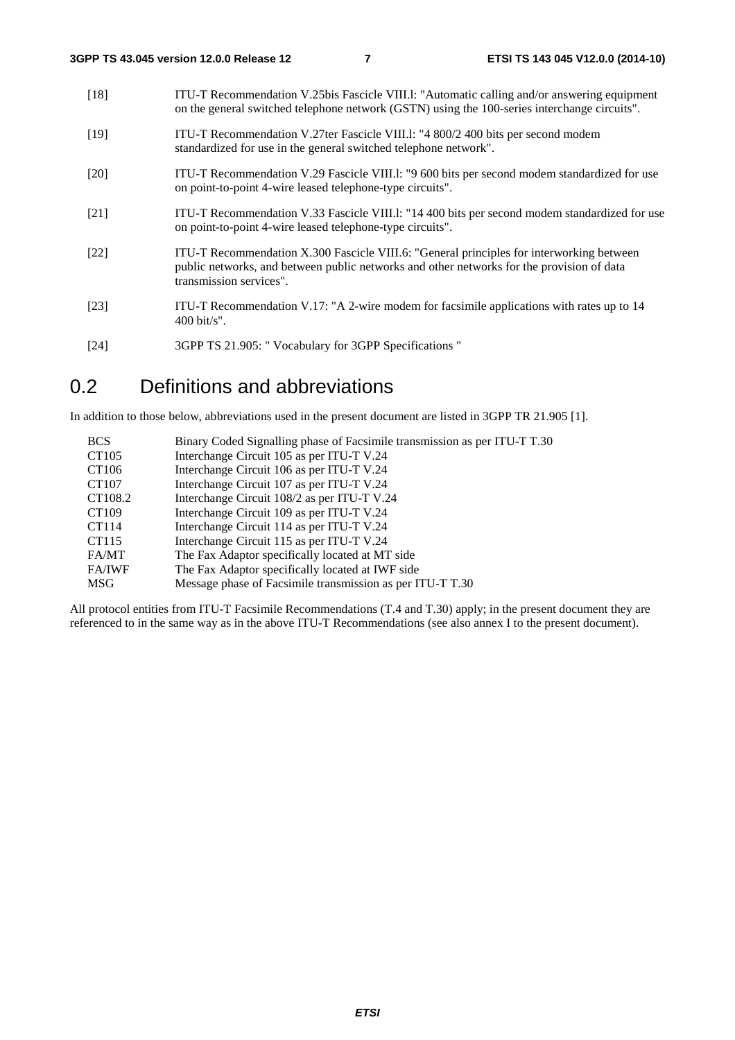[18] ITU-T Recommendation V.25bis Fascicle VIII.l: "Automatic calling and/or answering equipment on the general switched telephone network (GSTN) using the 100-series interchange circuits".

[19] ITU-T Recommendation V.27ter Fascicle VIII.l: "4 800/2 400 bits per second modem standardized for use in the general switched telephone network".

[20] ITU-T Recommendation V.29 Fascicle VIII.l: "9 600 bits per second modem standardized for use on point-to-point 4-wire leased telephone-type circuits".

[21] ITU-T Recommendation V.33 Fascicle VIII.l: "14 400 bits per second modem standardized for use on point-to-point 4-wire leased telephone-type circuits".

[22] ITU-T Recommendation X.300 Fascicle VIII.6: "General principles for interworking between public networks, and between public networks and other networks for the provision of data transmission services".

[23] ITU-T Recommendation V.17: "A 2-wire modem for facsimile applications with rates up to 14 400 bit/s".

[24] 3GPP TS 21.905: " Vocabulary for 3GPP Specifications "

# 0.2 Definitions and abbreviations

In addition to those below, abbreviations used in the present document are listed in 3GPP TR 21.905 [1].

| | |
|---|---|
| BCS | Binary Coded Signalling phase of Facsimile transmission as per ITU-T T.30 |
| CT105 | Interchange Circuit 105 as per ITU-T V.24 |
| CT106 | Interchange Circuit 106 as per ITU-T V.24 |
| CT107 | Interchange Circuit 107 as per ITU-T V.24 |
| CT108.2 | Interchange Circuit 108/2 as per ITU-T V.24 |
| CT109 | Interchange Circuit 109 as per ITU-T V.24 |
| CT114 | Interchange Circuit 114 as per ITU-T V.24 |
| CT115 | Interchange Circuit 115 as per ITU-T V.24 |
| FA/MT | The Fax Adaptor specifically located at MT side |
| FA/IWF | The Fax Adaptor specifically located at IWF side |
| MSG | Message phase of Facsimile transmission as per ITU-T T.30 |

All protocol entities from ITU-T Facsimile Recommendations (T.4 and T.30) apply; in the present document they are referenced to in the same way as in the above ITU-T Recommendations (see also annex I to the present document).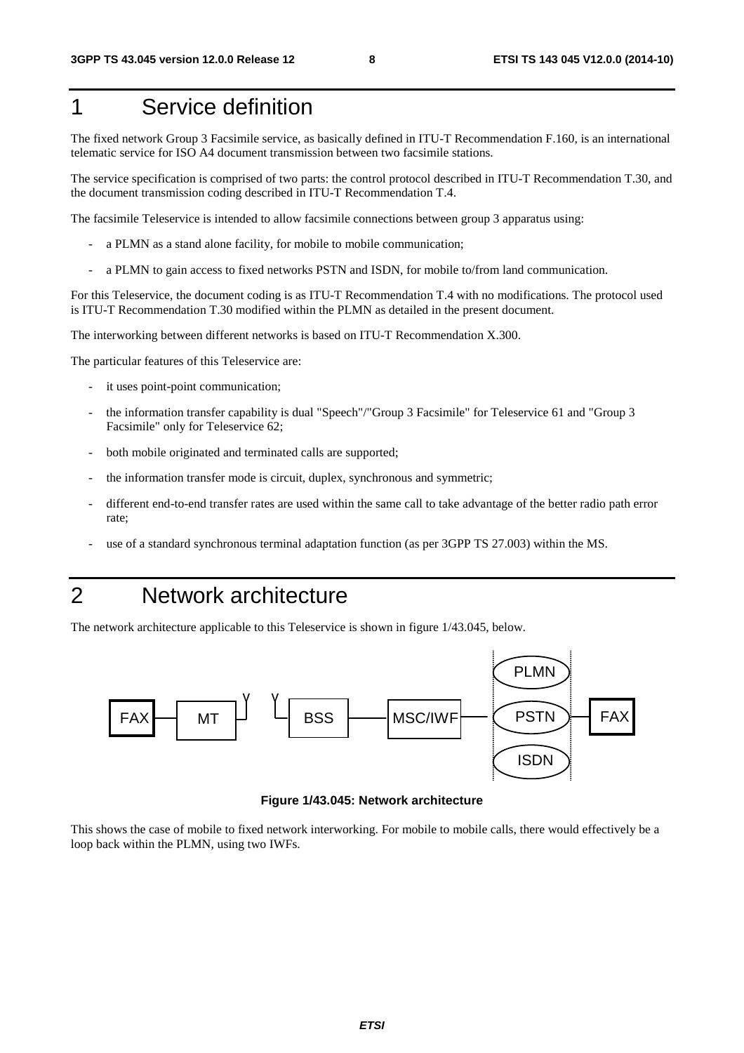# 1 Service definition

The fixed network Group 3 Facsimile service, as basically defined in ITU-T Recommendation F.160, is an international telematic service for ISO A4 document transmission between two facsimile stations.

The service specification is comprised of two parts: the control protocol described in ITU-T Recommendation T.30, and the document transmission coding described in ITU-T Recommendation T.4.

The facsimile Teleservice is intended to allow facsimile connections between group 3 apparatus using:

- a PLMN as a stand alone facility, for mobile to mobile communication;
- a PLMN to gain access to fixed networks PSTN and ISDN, for mobile to/from land communication.

For this Teleservice, the document coding is as ITU-T Recommendation T.4 with no modifications. The protocol used is ITU-T Recommendation T.30 modified within the PLMN as detailed in the present document.

The interworking between different networks is based on ITU-T Recommendation X.300.

The particular features of this Teleservice are:

- it uses point-point communication;
- the information transfer capability is dual "Speech"/"Group 3 Facsimile" for Teleservice 61 and "Group 3 Facsimile" only for Teleservice 62;
- both mobile originated and terminated calls are supported;
- the information transfer mode is circuit, duplex, synchronous and symmetric;
- different end-to-end transfer rates are used within the same call to take advantage of the better radio path error rate;
- use of a standard synchronous terminal adaptation function (as per 3GPP TS 27.003) within the MS.

# 2 Network architecture

The network architecture applicable to this Teleservice is shown in figure 1/43.045, below.

FAX — MT — BSS — MSC/IWF — PLMN / PSTN / ISDN — FAX

**Figure 1/43.045: Network architecture**

This shows the case of mobile to fixed network interworking. For mobile to mobile calls, there would effectively be a loop back within the PLMN, using two IWFs.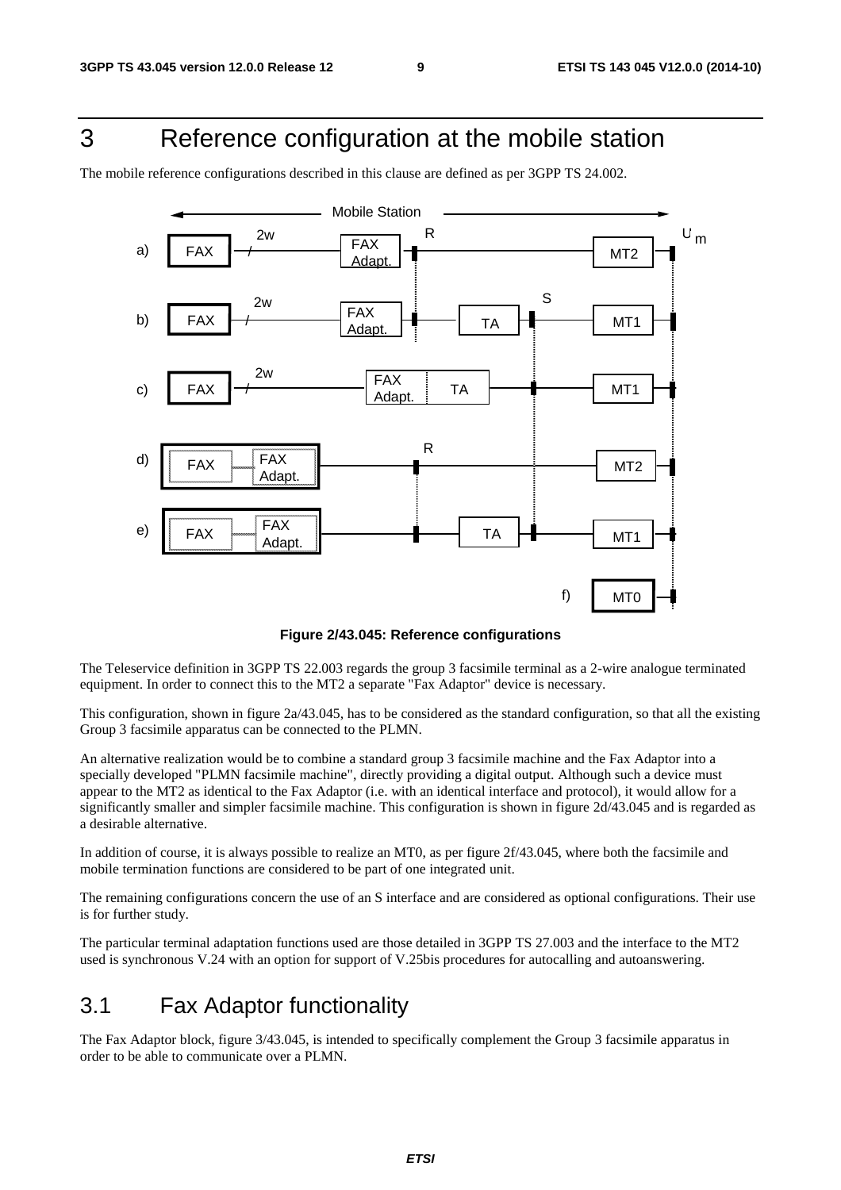# 3 Reference configuration at the mobile station

The mobile reference configurations described in this clause are defined as per 3GPP TS 24.002.

**Figure 2/43.045: Reference configurations**

The Teleservice definition in 3GPP TS 22.003 regards the group 3 facsimile terminal as a 2-wire analogue terminated equipment. In order to connect this to the MT2 a separate "Fax Adaptor" device is necessary.

This configuration, shown in figure 2a/43.045, has to be considered as the standard configuration, so that all the existing Group 3 facsimile apparatus can be connected to the PLMN.

An alternative realization would be to combine a standard group 3 facsimile machine and the Fax Adaptor into a specially developed "PLMN facsimile machine", directly providing a digital output. Although such a device must appear to the MT2 as identical to the Fax Adaptor (i.e. with an identical interface and protocol), it would allow for a significantly smaller and simpler facsimile machine. This configuration is shown in figure 2d/43.045 and is regarded as a desirable alternative.

In addition of course, it is always possible to realize an MT0, as per figure 2f/43.045, where both the facsimile and mobile termination functions are considered to be part of one integrated unit.

The remaining configurations concern the use of an S interface and are considered as optional configurations. Their use is for further study.

The particular terminal adaptation functions used are those detailed in 3GPP TS 27.003 and the interface to the MT2 used is synchronous V.24 with an option for support of V.25bis procedures for autocalling and autoanswering.

## 3.1 Fax Adaptor functionality

The Fax Adaptor block, figure 3/43.045, is intended to specifically complement the Group 3 facsimile apparatus in order to be able to communicate over a PLMN.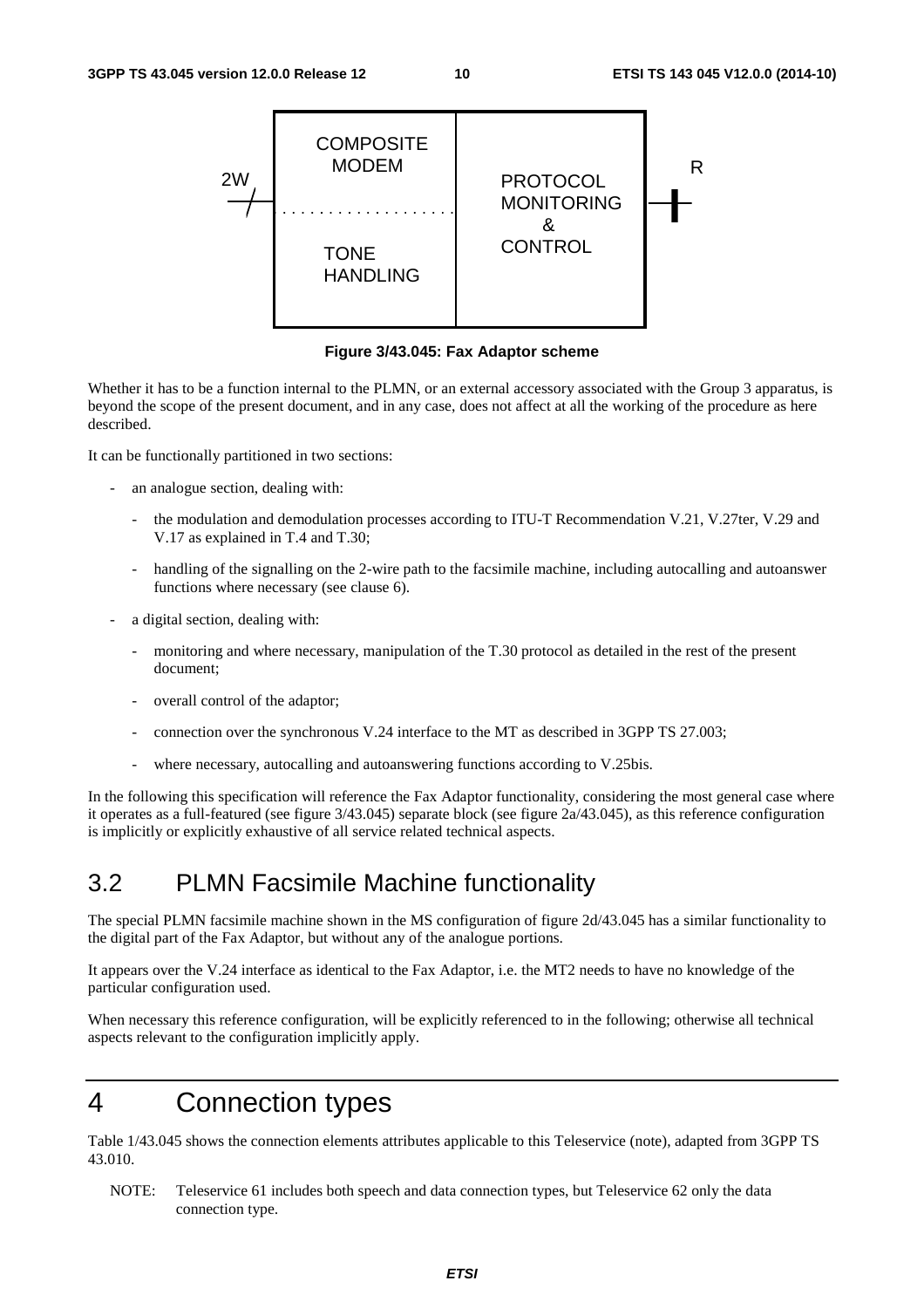**Figure 3/43.045: Fax Adaptor scheme**

Whether it has to be a function internal to the PLMN, or an external accessory associated with the Group 3 apparatus, is beyond the scope of the present document, and in any case, does not affect at all the working of the procedure as here described.

It can be functionally partitioned in two sections:

- an analogue section, dealing with:
  - the modulation and demodulation processes according to ITU-T Recommendation V.21, V.27ter, V.29 and V.17 as explained in T.4 and T.30;
  - handling of the signalling on the 2-wire path to the facsimile machine, including autocalling and autoanswer functions where necessary (see clause 6).
- a digital section, dealing with:
  - monitoring and where necessary, manipulation of the T.30 protocol as detailed in the rest of the present document;
  - overall control of the adaptor;
  - connection over the synchronous V.24 interface to the MT as described in 3GPP TS 27.003;
  - where necessary, autocalling and autoanswering functions according to V.25bis.

In the following this specification will reference the Fax Adaptor functionality, considering the most general case where it operates as a full-featured (see figure 3/43.045) separate block (see figure 2a/43.045), as this reference configuration is implicitly or explicitly exhaustive of all service related technical aspects.

## 3.2 PLMN Facsimile Machine functionality

The special PLMN facsimile machine shown in the MS configuration of figure 2d/43.045 has a similar functionality to the digital part of the Fax Adaptor, but without any of the analogue portions.

It appears over the V.24 interface as identical to the Fax Adaptor, i.e. the MT2 needs to have no knowledge of the particular configuration used.

When necessary this reference configuration, will be explicitly referenced to in the following; otherwise all technical aspects relevant to the configuration implicitly apply.

# 4 Connection types

Table 1/43.045 shows the connection elements attributes applicable to this Teleservice (note), adapted from 3GPP TS 43.010.

NOTE: Teleservice 61 includes both speech and data connection types, but Teleservice 62 only the data connection type.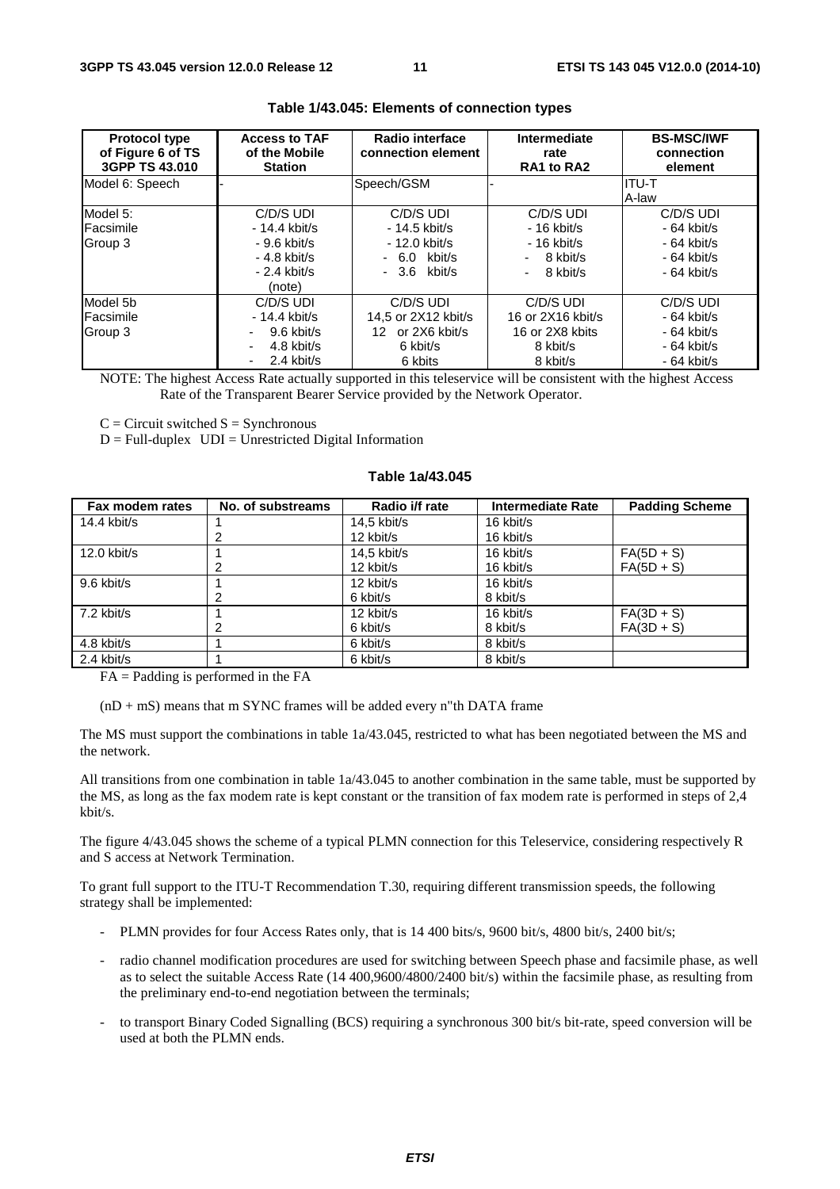**Table 1/43.045: Elements of connection types**

| Protocol type of Figure 6 of TS 3GPP TS 43.010 | Access to TAF of the Mobile Station | Radio interface connection element | Intermediate rate RA1 to RA2 | BS-MSC/IWF connection element |
|---|---|---|---|---|
| Model 6: Speech | - | Speech/GSM | - | ITU-T A-law |
| Model 5: Facsimile Group 3 | C/D/S UDI<br>- 14.4 kbit/s<br>- 9.6 kbit/s<br>- 4.8 kbit/s<br>- 2.4 kbit/s<br>(note) | C/D/S UDI<br>- 14.5 kbit/s<br>- 12.0 kbit/s<br>- 6.0 kbit/s<br>- 3.6 kbit/s | C/D/S UDI<br>- 16 kbit/s<br>- 16 kbit/s<br>- 8 kbit/s<br>- 8 kbit/s | C/D/S UDI<br>- 64 kbit/s<br>- 64 kbit/s<br>- 64 kbit/s<br>- 64 kbit/s |
| Model 5b Facsimile Group 3 | C/D/S UDI<br>- 14.4 kbit/s<br>- 9.6 kbit/s<br>- 4.8 kbit/s<br>- 2.4 kbit/s | C/D/S UDI<br>14,5 or 2X12 kbit/s<br>12 or 2X6 kbit/s<br>6 kbit/s<br>6 kbits | C/D/S UDI<br>16 or 2X16 kbit/s<br>16 or 2X8 kbits<br>8 kbit/s<br>8 kbit/s | C/D/S UDI<br>- 64 kbit/s<br>- 64 kbit/s<br>- 64 kbit/s<br>- 64 kbit/s |

NOTE: The highest Access Rate actually supported in this teleservice will be consistent with the highest Access Rate of the Transparent Bearer Service provided by the Network Operator.

C = Circuit switched S = Synchronous

D = Full-duplex UDI = Unrestricted Digital Information

**Table 1a/43.045**

| Fax modem rates | No. of substreams | Radio i/f rate | Intermediate Rate | Padding Scheme |
|---|---|---|---|---|
| 14.4 kbit/s | 1<br>2 | 14,5 kbit/s<br>12 kbit/s | 16 kbit/s<br>16 kbit/s | |
| 12.0 kbit/s | 1<br>2 | 14,5 kbit/s<br>12 kbit/s | 16 kbit/s<br>16 kbit/s | FA(5D + S)<br>FA(5D + S) |
| 9.6 kbit/s | 1<br>2 | 12 kbit/s<br>6 kbit/s | 16 kbit/s<br>8 kbit/s | |
| 7.2 kbit/s | 1<br>2 | 12 kbit/s<br>6 kbit/s | 16 kbit/s<br>8 kbit/s | FA(3D + S)<br>FA(3D + S) |
| 4.8 kbit/s | 1 | 6 kbit/s | 8 kbit/s | |
| 2.4 kbit/s | 1 | 6 kbit/s | 8 kbit/s | |

FA = Padding is performed in the FA

(nD + mS) means that m SYNC frames will be added every n"th DATA frame

The MS must support the combinations in table 1a/43.045, restricted to what has been negotiated between the MS and the network.

All transitions from one combination in table 1a/43.045 to another combination in the same table, must be supported by the MS, as long as the fax modem rate is kept constant or the transition of fax modem rate is performed in steps of 2,4 kbit/s.

The figure 4/43.045 shows the scheme of a typical PLMN connection for this Teleservice, considering respectively R and S access at Network Termination.

To grant full support to the ITU-T Recommendation T.30, requiring different transmission speeds, the following strategy shall be implemented:

- PLMN provides for four Access Rates only, that is 14 400 bits/s, 9600 bit/s, 4800 bit/s, 2400 bit/s;
- radio channel modification procedures are used for switching between Speech phase and facsimile phase, as well as to select the suitable Access Rate (14 400,9600/4800/2400 bit/s) within the facsimile phase, as resulting from the preliminary end-to-end negotiation between the terminals;
- to transport Binary Coded Signalling (BCS) requiring a synchronous 300 bit/s bit-rate, speed conversion will be used at both the PLMN ends.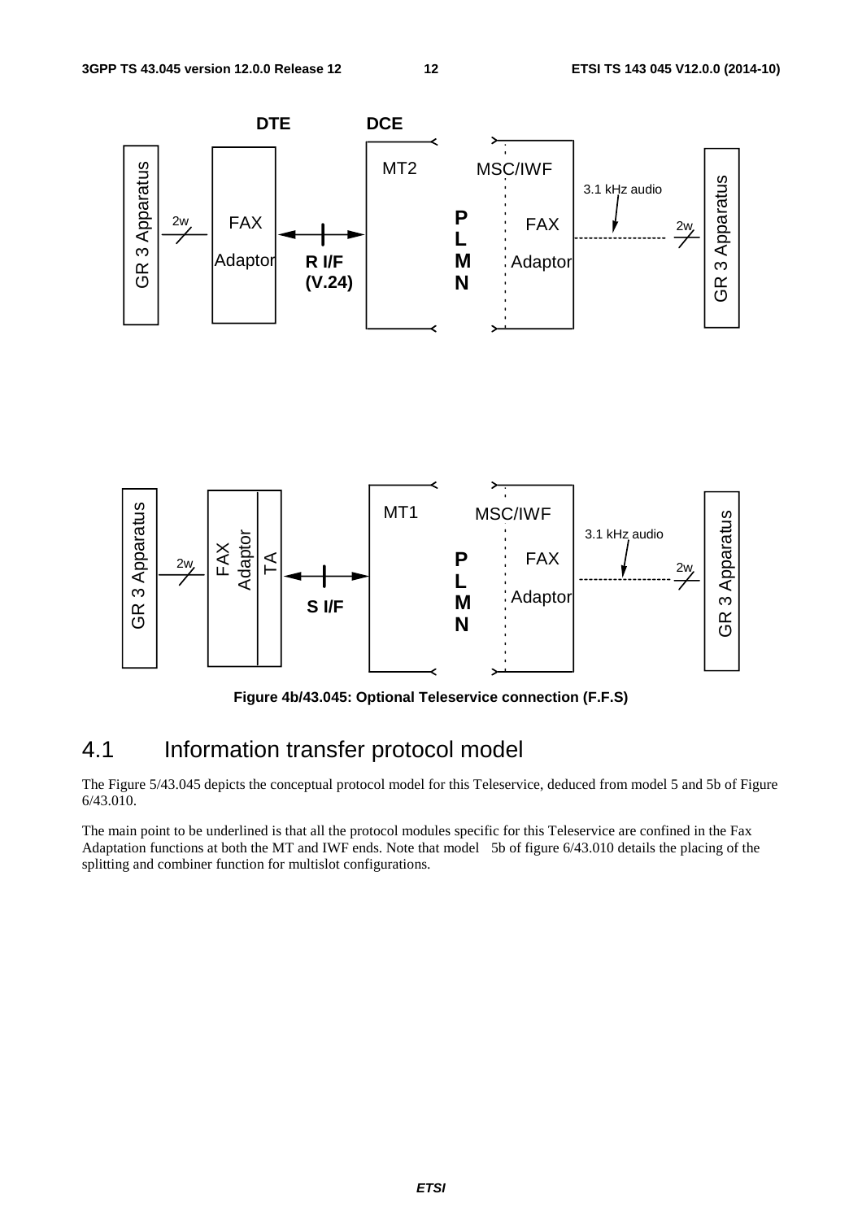Figure 4b/43.045: Optional Teleservice connection (F.F.S)

## 4.1 Information transfer protocol model

The Figure 5/43.045 depicts the conceptual protocol model for this Teleservice, deduced from model 5 and 5b of Figure 6/43.010.

The main point to be underlined is that all the protocol modules specific for this Teleservice are confined in the Fax Adaptation functions at both the MT and IWF ends. Note that model 5b of figure 6/43.010 details the placing of the splitting and combiner function for multislot configurations.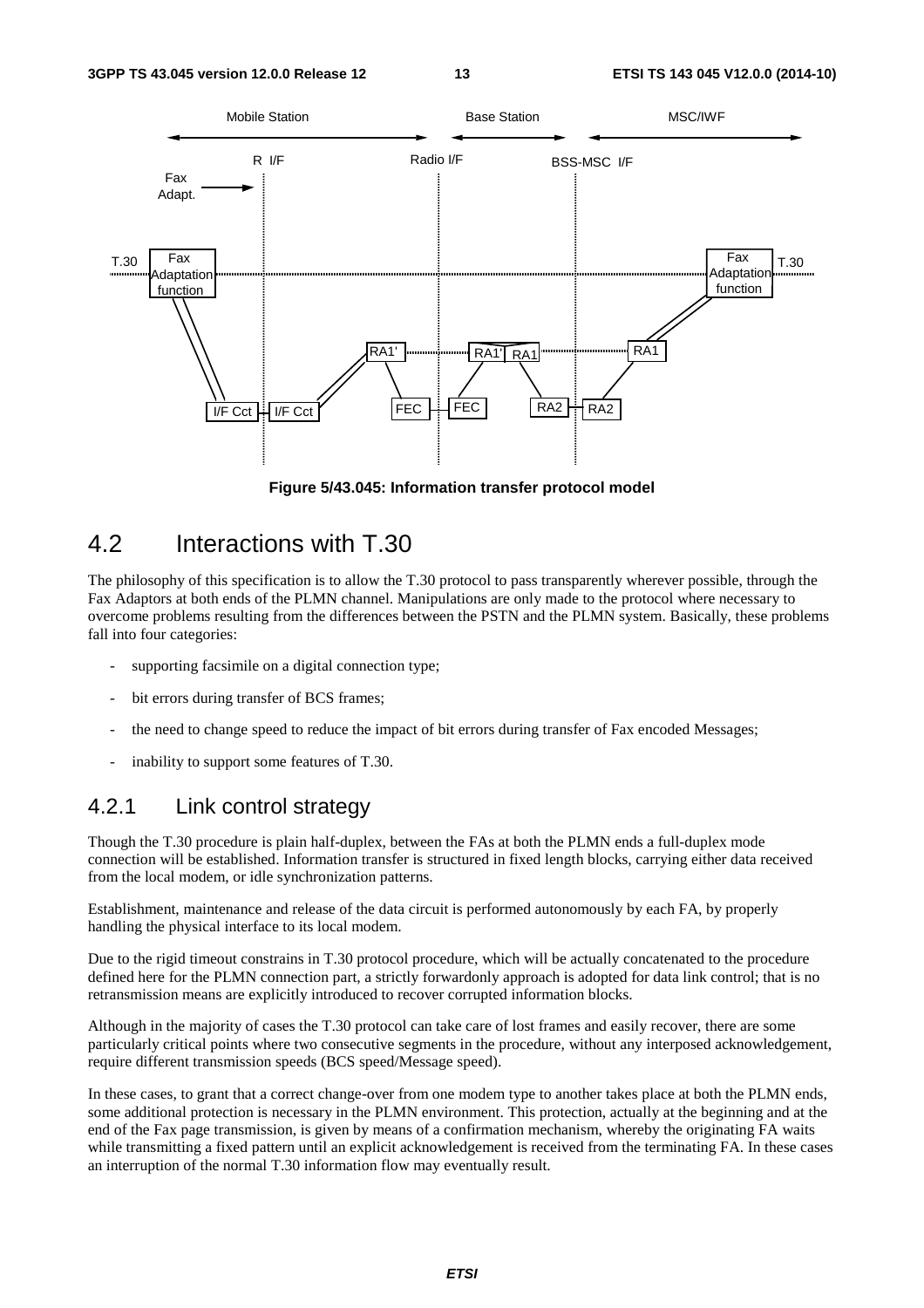Figure 5/43.045: Information transfer protocol model

## 4.2 Interactions with T.30

The philosophy of this specification is to allow the T.30 protocol to pass transparently wherever possible, through the Fax Adaptors at both ends of the PLMN channel. Manipulations are only made to the protocol where necessary to overcome problems resulting from the differences between the PSTN and the PLMN system. Basically, these problems fall into four categories:

- supporting facsimile on a digital connection type;
- bit errors during transfer of BCS frames;
- the need to change speed to reduce the impact of bit errors during transfer of Fax encoded Messages;
- inability to support some features of T.30.

### 4.2.1 Link control strategy

Though the T.30 procedure is plain half-duplex, between the FAs at both the PLMN ends a full-duplex mode connection will be established. Information transfer is structured in fixed length blocks, carrying either data received from the local modem, or idle synchronization patterns.

Establishment, maintenance and release of the data circuit is performed autonomously by each FA, by properly handling the physical interface to its local modem.

Due to the rigid timeout constrains in T.30 protocol procedure, which will be actually concatenated to the procedure defined here for the PLMN connection part, a strictly forwardonly approach is adopted for data link control; that is no retransmission means are explicitly introduced to recover corrupted information blocks.

Although in the majority of cases the T.30 protocol can take care of lost frames and easily recover, there are some particularly critical points where two consecutive segments in the procedure, without any interposed acknowledgement, require different transmission speeds (BCS speed/Message speed).

In these cases, to grant that a correct change-over from one modem type to another takes place at both the PLMN ends, some additional protection is necessary in the PLMN environment. This protection, actually at the beginning and at the end of the Fax page transmission, is given by means of a confirmation mechanism, whereby the originating FA waits while transmitting a fixed pattern until an explicit acknowledgement is received from the terminating FA. In these cases an interruption of the normal T.30 information flow may eventually result.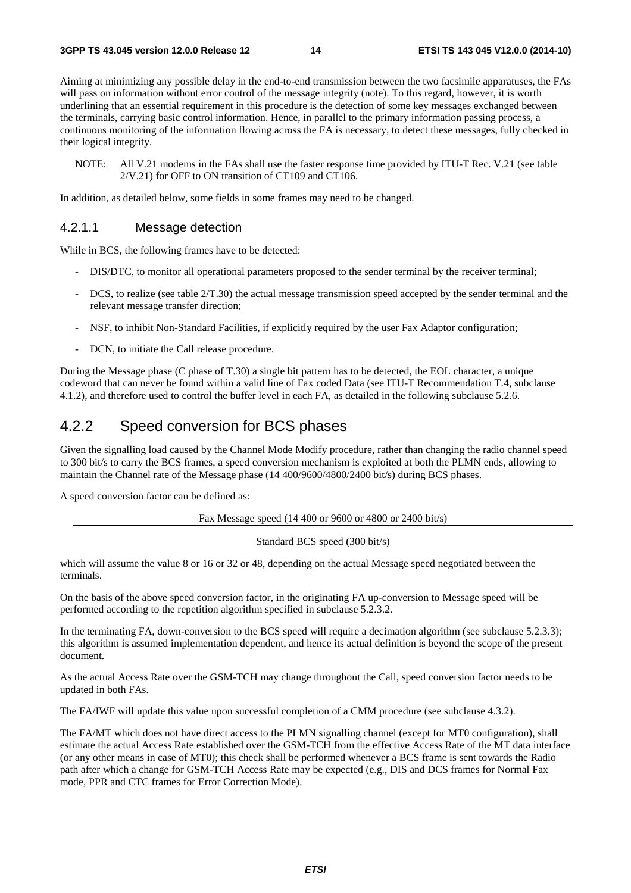Aiming at minimizing any possible delay in the end-to-end transmission between the two facsimile apparatuses, the FAs will pass on information without error control of the message integrity (note). To this regard, however, it is worth underlining that an essential requirement in this procedure is the detection of some key messages exchanged between the terminals, carrying basic control information. Hence, in parallel to the primary information passing process, a continuous monitoring of the information flowing across the FA is necessary, to detect these messages, fully checked in their logical integrity.

NOTE: All V.21 modems in the FAs shall use the faster response time provided by ITU-T Rec. V.21 (see table 2/V.21) for OFF to ON transition of CT109 and CT106.

In addition, as detailed below, some fields in some frames may need to be changed.

#### 4.2.1.1 Message detection

While in BCS, the following frames have to be detected:

- DIS/DTC, to monitor all operational parameters proposed to the sender terminal by the receiver terminal;
- DCS, to realize (see table 2/T.30) the actual message transmission speed accepted by the sender terminal and the relevant message transfer direction;
- NSF, to inhibit Non-Standard Facilities, if explicitly required by the user Fax Adaptor configuration;
- DCN, to initiate the Call release procedure.

During the Message phase (C phase of T.30) a single bit pattern has to be detected, the EOL character, a unique codeword that can never be found within a valid line of Fax coded Data (see ITU-T Recommendation T.4, subclause 4.1.2), and therefore used to control the buffer level in each FA, as detailed in the following subclause 5.2.6.

### 4.2.2 Speed conversion for BCS phases

Given the signalling load caused by the Channel Mode Modify procedure, rather than changing the radio channel speed to 300 bit/s to carry the BCS frames, a speed conversion mechanism is exploited at both the PLMN ends, allowing to maintain the Channel rate of the Message phase (14 400/9600/4800/2400 bit/s) during BCS phases.

A speed conversion factor can be defined as:

$$\frac{\text{Fax Message speed (14 400 or 9600 or 4800 or 2400 bit/s)}}{\text{Standard BCS speed (300 bit/s)}}$$

which will assume the value 8 or 16 or 32 or 48, depending on the actual Message speed negotiated between the terminals.

On the basis of the above speed conversion factor, in the originating FA up-conversion to Message speed will be performed according to the repetition algorithm specified in subclause 5.2.3.2.

In the terminating FA, down-conversion to the BCS speed will require a decimation algorithm (see subclause 5.2.3.3); this algorithm is assumed implementation dependent, and hence its actual definition is beyond the scope of the present document.

As the actual Access Rate over the GSM-TCH may change throughout the Call, speed conversion factor needs to be updated in both FAs.

The FA/IWF will update this value upon successful completion of a CMM procedure (see subclause 4.3.2).

The FA/MT which does not have direct access to the PLMN signalling channel (except for MT0 configuration), shall estimate the actual Access Rate established over the GSM-TCH from the effective Access Rate of the MT data interface (or any other means in case of MT0); this check shall be performed whenever a BCS frame is sent towards the Radio path after which a change for GSM-TCH Access Rate may be expected (e.g., DIS and DCS frames for Normal Fax mode, PPR and CTC frames for Error Correction Mode).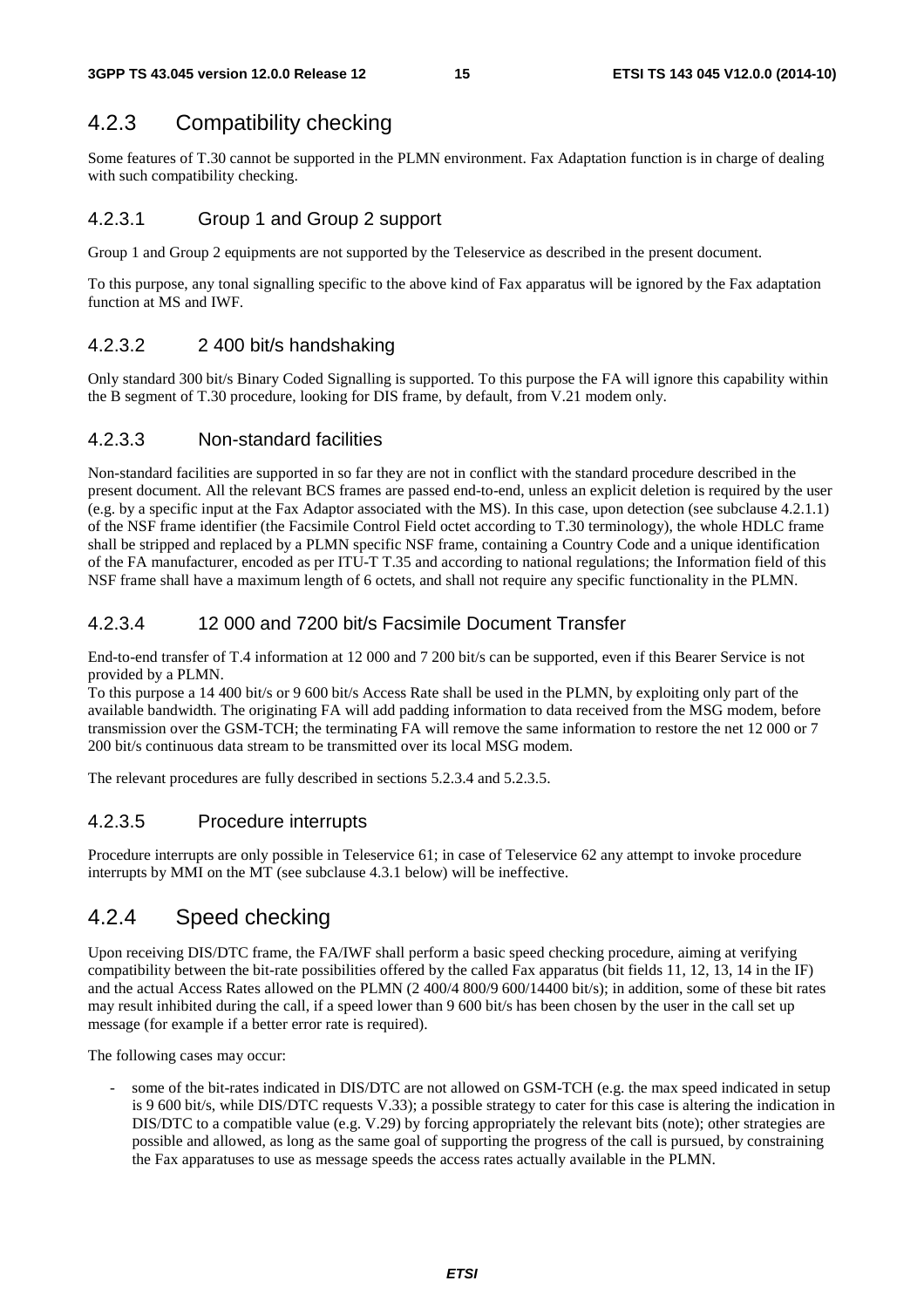## 4.2.3 Compatibility checking

Some features of T.30 cannot be supported in the PLMN environment. Fax Adaptation function is in charge of dealing with such compatibility checking.

### 4.2.3.1 Group 1 and Group 2 support

Group 1 and Group 2 equipments are not supported by the Teleservice as described in the present document.

To this purpose, any tonal signalling specific to the above kind of Fax apparatus will be ignored by the Fax adaptation function at MS and IWF.

### 4.2.3.2 2 400 bit/s handshaking

Only standard 300 bit/s Binary Coded Signalling is supported. To this purpose the FA will ignore this capability within the B segment of T.30 procedure, looking for DIS frame, by default, from V.21 modem only.

### 4.2.3.3 Non-standard facilities

Non-standard facilities are supported in so far they are not in conflict with the standard procedure described in the present document. All the relevant BCS frames are passed end-to-end, unless an explicit deletion is required by the user (e.g. by a specific input at the Fax Adaptor associated with the MS). In this case, upon detection (see subclause 4.2.1.1) of the NSF frame identifier (the Facsimile Control Field octet according to T.30 terminology), the whole HDLC frame shall be stripped and replaced by a PLMN specific NSF frame, containing a Country Code and a unique identification of the FA manufacturer, encoded as per ITU-T T.35 and according to national regulations; the Information field of this NSF frame shall have a maximum length of 6 octets, and shall not require any specific functionality in the PLMN.

### 4.2.3.4 12 000 and 7200 bit/s Facsimile Document Transfer

End-to-end transfer of T.4 information at 12 000 and 7 200 bit/s can be supported, even if this Bearer Service is not provided by a PLMN.

To this purpose a 14 400 bit/s or 9 600 bit/s Access Rate shall be used in the PLMN, by exploiting only part of the available bandwidth. The originating FA will add padding information to data received from the MSG modem, before transmission over the GSM-TCH; the terminating FA will remove the same information to restore the net 12 000 or 7 200 bit/s continuous data stream to be transmitted over its local MSG modem.

The relevant procedures are fully described in sections 5.2.3.4 and 5.2.3.5.

### 4.2.3.5 Procedure interrupts

Procedure interrupts are only possible in Teleservice 61; in case of Teleservice 62 any attempt to invoke procedure interrupts by MMI on the MT (see subclause 4.3.1 below) will be ineffective.

## 4.2.4 Speed checking

Upon receiving DIS/DTC frame, the FA/IWF shall perform a basic speed checking procedure, aiming at verifying compatibility between the bit-rate possibilities offered by the called Fax apparatus (bit fields 11, 12, 13, 14 in the IF) and the actual Access Rates allowed on the PLMN (2 400/4 800/9 600/14400 bit/s); in addition, some of these bit rates may result inhibited during the call, if a speed lower than 9 600 bit/s has been chosen by the user in the call set up message (for example if a better error rate is required).

The following cases may occur:

- some of the bit-rates indicated in DIS/DTC are not allowed on GSM-TCH (e.g. the max speed indicated in setup is 9 600 bit/s, while DIS/DTC requests V.33); a possible strategy to cater for this case is altering the indication in DIS/DTC to a compatible value (e.g. V.29) by forcing appropriately the relevant bits (note); other strategies are possible and allowed, as long as the same goal of supporting the progress of the call is pursued, by constraining the Fax apparatuses to use as message speeds the access rates actually available in the PLMN.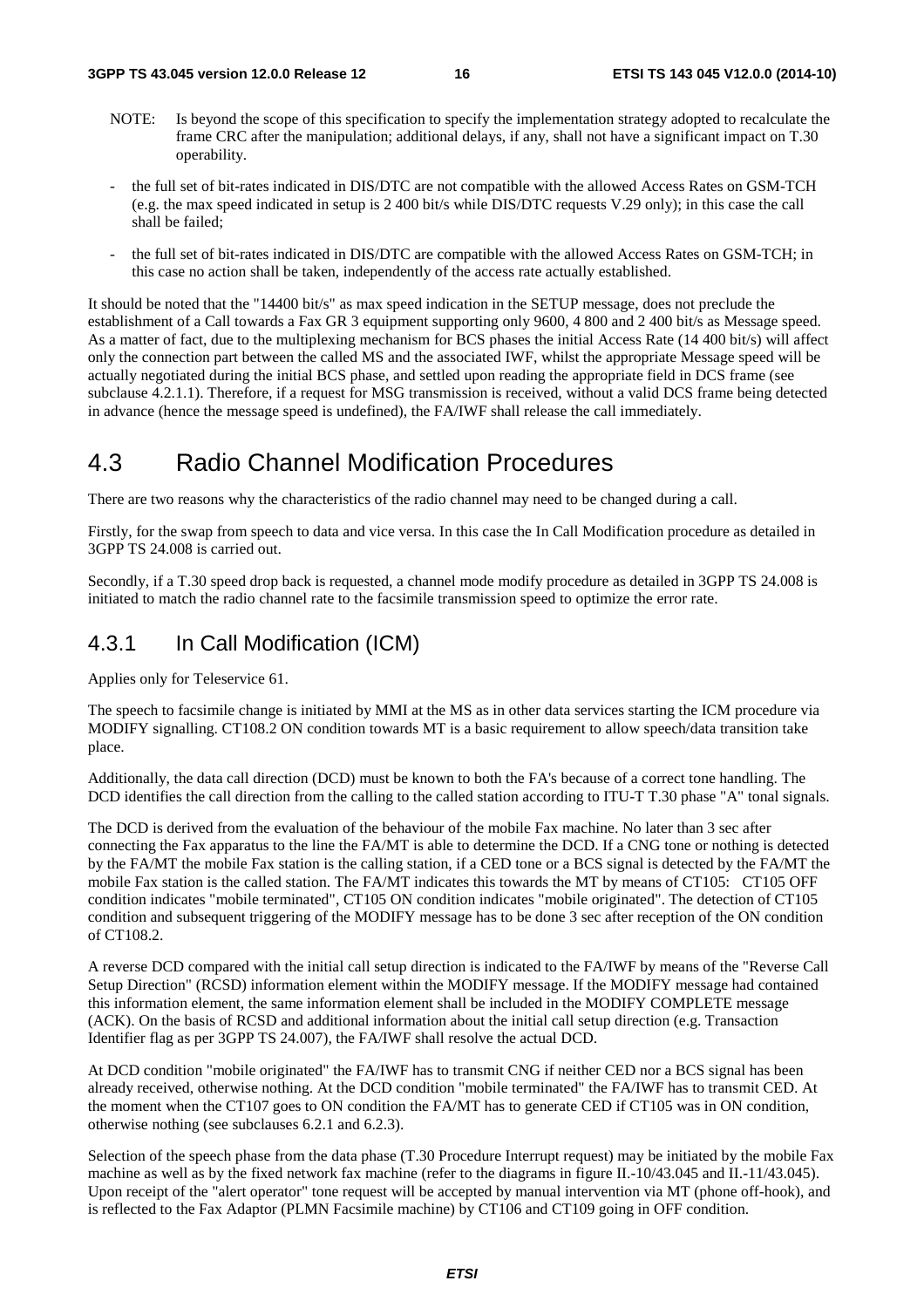NOTE: Is beyond the scope of this specification to specify the implementation strategy adopted to recalculate the frame CRC after the manipulation; additional delays, if any, shall not have a significant impact on T.30 operability.

- the full set of bit-rates indicated in DIS/DTC are not compatible with the allowed Access Rates on GSM-TCH (e.g. the max speed indicated in setup is 2 400 bit/s while DIS/DTC requests V.29 only); in this case the call shall be failed;
- the full set of bit-rates indicated in DIS/DTC are compatible with the allowed Access Rates on GSM-TCH; in this case no action shall be taken, independently of the access rate actually established.

It should be noted that the "14400 bit/s" as max speed indication in the SETUP message, does not preclude the establishment of a Call towards a Fax GR 3 equipment supporting only 9600, 4 800 and 2 400 bit/s as Message speed. As a matter of fact, due to the multiplexing mechanism for BCS phases the initial Access Rate (14 400 bit/s) will affect only the connection part between the called MS and the associated IWF, whilst the appropriate Message speed will be actually negotiated during the initial BCS phase, and settled upon reading the appropriate field in DCS frame (see subclause 4.2.1.1). Therefore, if a request for MSG transmission is received, without a valid DCS frame being detected in advance (hence the message speed is undefined), the FA/IWF shall release the call immediately.

# 4.3 Radio Channel Modification Procedures

There are two reasons why the characteristics of the radio channel may need to be changed during a call.

Firstly, for the swap from speech to data and vice versa. In this case the In Call Modification procedure as detailed in 3GPP TS 24.008 is carried out.

Secondly, if a T.30 speed drop back is requested, a channel mode modify procedure as detailed in 3GPP TS 24.008 is initiated to match the radio channel rate to the facsimile transmission speed to optimize the error rate.

## 4.3.1 In Call Modification (ICM)

Applies only for Teleservice 61.

The speech to facsimile change is initiated by MMI at the MS as in other data services starting the ICM procedure via MODIFY signalling. CT108.2 ON condition towards MT is a basic requirement to allow speech/data transition take place.

Additionally, the data call direction (DCD) must be known to both the FA's because of a correct tone handling. The DCD identifies the call direction from the calling to the called station according to ITU-T T.30 phase "A" tonal signals.

The DCD is derived from the evaluation of the behaviour of the mobile Fax machine. No later than 3 sec after connecting the Fax apparatus to the line the FA/MT is able to determine the DCD. If a CNG tone or nothing is detected by the FA/MT the mobile Fax station is the calling station, if a CED tone or a BCS signal is detected by the FA/MT the mobile Fax station is the called station. The FA/MT indicates this towards the MT by means of CT105: CT105 OFF condition indicates "mobile terminated", CT105 ON condition indicates "mobile originated". The detection of CT105 condition and subsequent triggering of the MODIFY message has to be done 3 sec after reception of the ON condition of CT108.2.

A reverse DCD compared with the initial call setup direction is indicated to the FA/IWF by means of the "Reverse Call Setup Direction" (RCSD) information element within the MODIFY message. If the MODIFY message had contained this information element, the same information element shall be included in the MODIFY COMPLETE message (ACK). On the basis of RCSD and additional information about the initial call setup direction (e.g. Transaction Identifier flag as per 3GPP TS 24.007), the FA/IWF shall resolve the actual DCD.

At DCD condition "mobile originated" the FA/IWF has to transmit CNG if neither CED nor a BCS signal has been already received, otherwise nothing. At the DCD condition "mobile terminated" the FA/IWF has to transmit CED. At the moment when the CT107 goes to ON condition the FA/MT has to generate CED if CT105 was in ON condition, otherwise nothing (see subclauses 6.2.1 and 6.2.3).

Selection of the speech phase from the data phase (T.30 Procedure Interrupt request) may be initiated by the mobile Fax machine as well as by the fixed network fax machine (refer to the diagrams in figure II.-10/43.045 and II.-11/43.045). Upon receipt of the "alert operator" tone request will be accepted by manual intervention via MT (phone off-hook), and is reflected to the Fax Adaptor (PLMN Facsimile machine) by CT106 and CT109 going in OFF condition.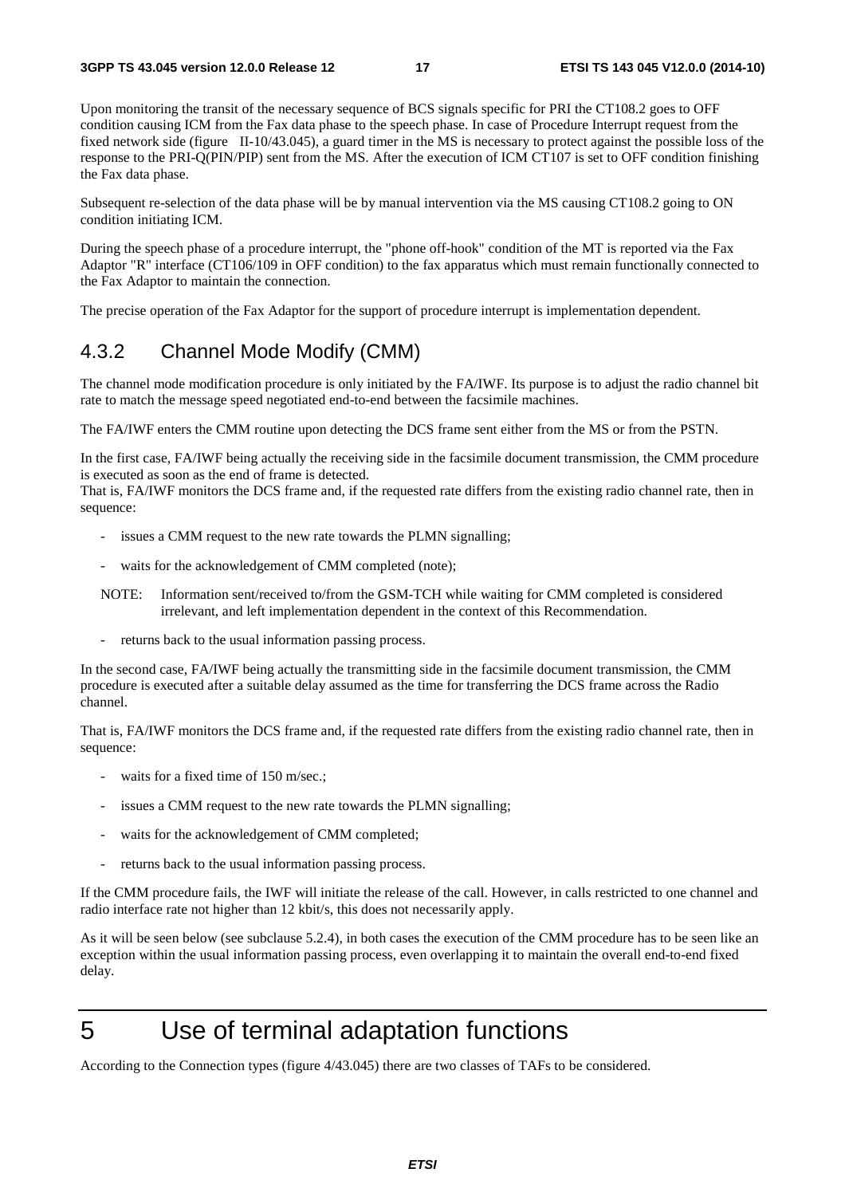Upon monitoring the transit of the necessary sequence of BCS signals specific for PRI the CT108.2 goes to OFF condition causing ICM from the Fax data phase to the speech phase. In case of Procedure Interrupt request from the fixed network side (figure II-10/43.045), a guard timer in the MS is necessary to protect against the possible loss of the response to the PRI-Q(PIN/PIP) sent from the MS. After the execution of ICM CT107 is set to OFF condition finishing the Fax data phase.

Subsequent re-selection of the data phase will be by manual intervention via the MS causing CT108.2 going to ON condition initiating ICM.

During the speech phase of a procedure interrupt, the "phone off-hook" condition of the MT is reported via the Fax Adaptor "R" interface (CT106/109 in OFF condition) to the fax apparatus which must remain functionally connected to the Fax Adaptor to maintain the connection.

The precise operation of the Fax Adaptor for the support of procedure interrupt is implementation dependent.

### 4.3.2 Channel Mode Modify (CMM)

The channel mode modification procedure is only initiated by the FA/IWF. Its purpose is to adjust the radio channel bit rate to match the message speed negotiated end-to-end between the facsimile machines.

The FA/IWF enters the CMM routine upon detecting the DCS frame sent either from the MS or from the PSTN.

In the first case, FA/IWF being actually the receiving side in the facsimile document transmission, the CMM procedure is executed as soon as the end of frame is detected.
That is, FA/IWF monitors the DCS frame and, if the requested rate differs from the existing radio channel rate, then in sequence:

- issues a CMM request to the new rate towards the PLMN signalling;
- waits for the acknowledgement of CMM completed (note);

NOTE: Information sent/received to/from the GSM-TCH while waiting for CMM completed is considered irrelevant, and left implementation dependent in the context of this Recommendation.

- returns back to the usual information passing process.

In the second case, FA/IWF being actually the transmitting side in the facsimile document transmission, the CMM procedure is executed after a suitable delay assumed as the time for transferring the DCS frame across the Radio channel.

That is, FA/IWF monitors the DCS frame and, if the requested rate differs from the existing radio channel rate, then in sequence:

- waits for a fixed time of 150 m/sec.;
- issues a CMM request to the new rate towards the PLMN signalling;
- waits for the acknowledgement of CMM completed;
- returns back to the usual information passing process.

If the CMM procedure fails, the IWF will initiate the release of the call. However, in calls restricted to one channel and radio interface rate not higher than 12 kbit/s, this does not necessarily apply.

As it will be seen below (see subclause 5.2.4), in both cases the execution of the CMM procedure has to be seen like an exception within the usual information passing process, even overlapping it to maintain the overall end-to-end fixed delay.

# 5 Use of terminal adaptation functions

According to the Connection types (figure 4/43.045) there are two classes of TAFs to be considered.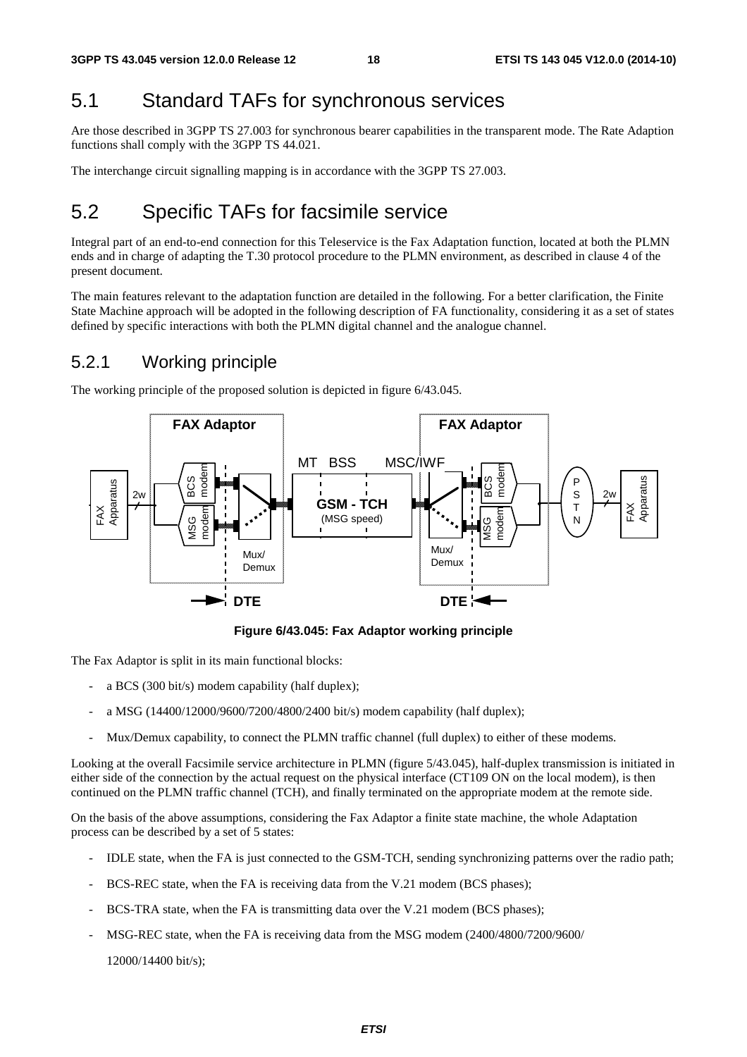## 5.1 Standard TAFs for synchronous services

Are those described in 3GPP TS 27.003 for synchronous bearer capabilities in the transparent mode. The Rate Adaption functions shall comply with the 3GPP TS 44.021.

The interchange circuit signalling mapping is in accordance with the 3GPP TS 27.003.

## 5.2 Specific TAFs for facsimile service

Integral part of an end-to-end connection for this Teleservice is the Fax Adaptation function, located at both the PLMN ends and in charge of adapting the T.30 protocol procedure to the PLMN environment, as described in clause 4 of the present document.

The main features relevant to the adaptation function are detailed in the following. For a better clarification, the Finite State Machine approach will be adopted in the following description of FA functionality, considering it as a set of states defined by specific interactions with both the PLMN digital channel and the analogue channel.

### 5.2.1 Working principle

The working principle of the proposed solution is depicted in figure 6/43.045.

**Figure 6/43.045: Fax Adaptor working principle**

The Fax Adaptor is split in its main functional blocks:

- a BCS (300 bit/s) modem capability (half duplex);
- a MSG (14400/12000/9600/7200/4800/2400 bit/s) modem capability (half duplex);
- Mux/Demux capability, to connect the PLMN traffic channel (full duplex) to either of these modems.

Looking at the overall Facsimile service architecture in PLMN (figure 5/43.045), half-duplex transmission is initiated in either side of the connection by the actual request on the physical interface (CT109 ON on the local modem), is then continued on the PLMN traffic channel (TCH), and finally terminated on the appropriate modem at the remote side.

On the basis of the above assumptions, considering the Fax Adaptor a finite state machine, the whole Adaptation process can be described by a set of 5 states:

- IDLE state, when the FA is just connected to the GSM-TCH, sending synchronizing patterns over the radio path;
- BCS-REC state, when the FA is receiving data from the V.21 modem (BCS phases);
- BCS-TRA state, when the FA is transmitting data over the V.21 modem (BCS phases);
- MSG-REC state, when the FA is receiving data from the MSG modem (2400/4800/7200/9600/

  12000/14400 bit/s);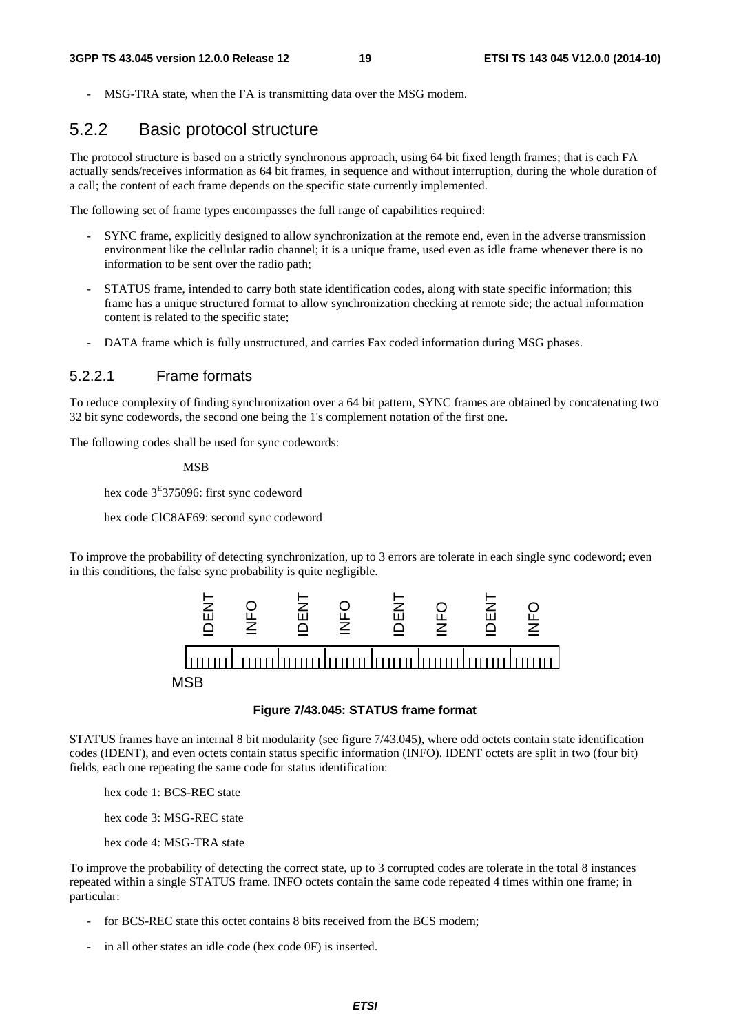- MSG-TRA state, when the FA is transmitting data over the MSG modem.

## 5.2.2 Basic protocol structure

The protocol structure is based on a strictly synchronous approach, using 64 bit fixed length frames; that is each FA actually sends/receives information as 64 bit frames, in sequence and without interruption, during the whole duration of a call; the content of each frame depends on the specific state currently implemented.

The following set of frame types encompasses the full range of capabilities required:

- SYNC frame, explicitly designed to allow synchronization at the remote end, even in the adverse transmission environment like the cellular radio channel; it is a unique frame, used even as idle frame whenever there is no information to be sent over the radio path;
- STATUS frame, intended to carry both state identification codes, along with state specific information; this frame has a unique structured format to allow synchronization checking at remote side; the actual information content is related to the specific state;
- DATA frame which is fully unstructured, and carries Fax coded information during MSG phases.

### 5.2.2.1 Frame formats

To reduce complexity of finding synchronization over a 64 bit pattern, SYNC frames are obtained by concatenating two 32 bit sync codewords, the second one being the 1's complement notation of the first one.

The following codes shall be used for sync codewords:

MSB

hex code $3^E$375096: first sync codeword

hex code ClC8AF69: second sync codeword

To improve the probability of detecting synchronization, up to 3 errors are tolerate in each single sync codeword; even in this conditions, the false sync probability is quite negligible.

| IDENT | INFO | IDENT | INFO | IDENT | INFO | IDENT | INFO |
|---|---|---|---|---|---|---|---|

MSB

**Figure 7/43.045: STATUS frame format**

STATUS frames have an internal 8 bit modularity (see figure 7/43.045), where odd octets contain state identification codes (IDENT), and even octets contain status specific information (INFO). IDENT octets are split in two (four bit) fields, each one repeating the same code for status identification:

hex code 1: BCS-REC state

hex code 3: MSG-REC state

hex code 4: MSG-TRA state

To improve the probability of detecting the correct state, up to 3 corrupted codes are tolerate in the total 8 instances repeated within a single STATUS frame. INFO octets contain the same code repeated 4 times within one frame; in particular:

- for BCS-REC state this octet contains 8 bits received from the BCS modem;
- in all other states an idle code (hex code 0F) is inserted.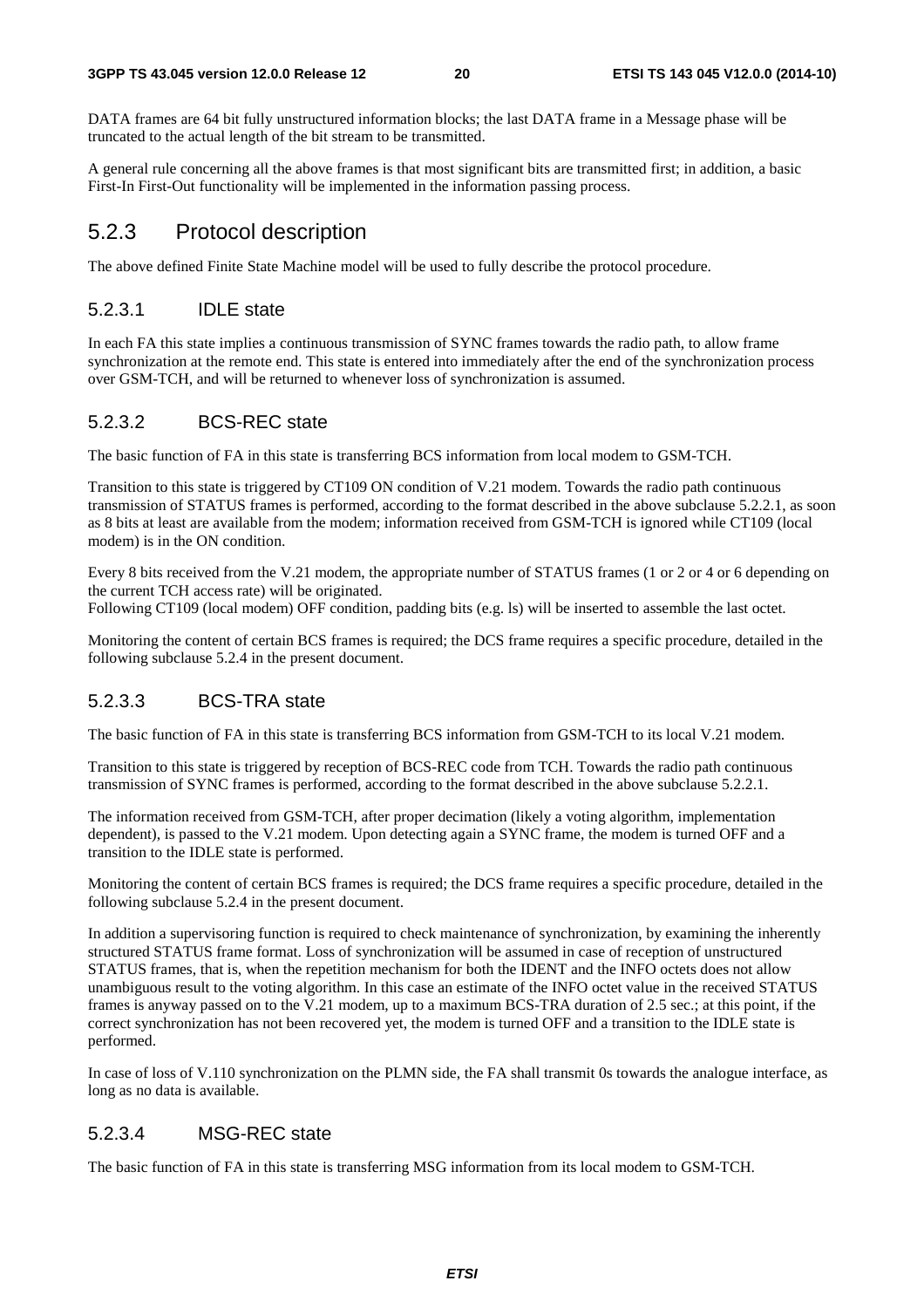DATA frames are 64 bit fully unstructured information blocks; the last DATA frame in a Message phase will be truncated to the actual length of the bit stream to be transmitted.

A general rule concerning all the above frames is that most significant bits are transmitted first; in addition, a basic First-In First-Out functionality will be implemented in the information passing process.

### 5.2.3 Protocol description

The above defined Finite State Machine model will be used to fully describe the protocol procedure.

#### 5.2.3.1 IDLE state

In each FA this state implies a continuous transmission of SYNC frames towards the radio path, to allow frame synchronization at the remote end. This state is entered into immediately after the end of the synchronization process over GSM-TCH, and will be returned to whenever loss of synchronization is assumed.

#### 5.2.3.2 BCS-REC state

The basic function of FA in this state is transferring BCS information from local modem to GSM-TCH.

Transition to this state is triggered by CT109 ON condition of V.21 modem. Towards the radio path continuous transmission of STATUS frames is performed, according to the format described in the above subclause 5.2.2.1, as soon as 8 bits at least are available from the modem; information received from GSM-TCH is ignored while CT109 (local modem) is in the ON condition.

Every 8 bits received from the V.21 modem, the appropriate number of STATUS frames (1 or 2 or 4 or 6 depending on the current TCH access rate) will be originated.
Following CT109 (local modem) OFF condition, padding bits (e.g. ls) will be inserted to assemble the last octet.

Monitoring the content of certain BCS frames is required; the DCS frame requires a specific procedure, detailed in the following subclause 5.2.4 in the present document.

#### 5.2.3.3 BCS-TRA state

The basic function of FA in this state is transferring BCS information from GSM-TCH to its local V.21 modem.

Transition to this state is triggered by reception of BCS-REC code from TCH. Towards the radio path continuous transmission of SYNC frames is performed, according to the format described in the above subclause 5.2.2.1.

The information received from GSM-TCH, after proper decimation (likely a voting algorithm, implementation dependent), is passed to the V.21 modem. Upon detecting again a SYNC frame, the modem is turned OFF and a transition to the IDLE state is performed.

Monitoring the content of certain BCS frames is required; the DCS frame requires a specific procedure, detailed in the following subclause 5.2.4 in the present document.

In addition a supervisoring function is required to check maintenance of synchronization, by examining the inherently structured STATUS frame format. Loss of synchronization will be assumed in case of reception of unstructured STATUS frames, that is, when the repetition mechanism for both the IDENT and the INFO octets does not allow unambiguous result to the voting algorithm. In this case an estimate of the INFO octet value in the received STATUS frames is anyway passed on to the V.21 modem, up to a maximum BCS-TRA duration of 2.5 sec.; at this point, if the correct synchronization has not been recovered yet, the modem is turned OFF and a transition to the IDLE state is performed.

In case of loss of V.110 synchronization on the PLMN side, the FA shall transmit 0s towards the analogue interface, as long as no data is available.

#### 5.2.3.4 MSG-REC state

The basic function of FA in this state is transferring MSG information from its local modem to GSM-TCH.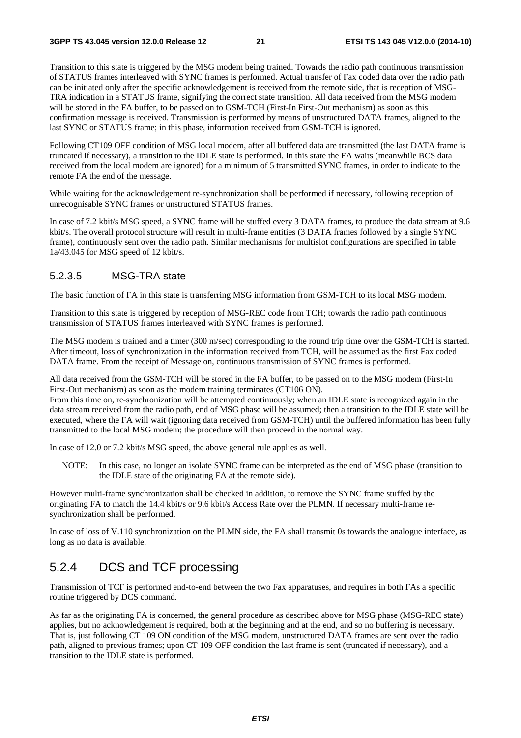Transition to this state is triggered by the MSG modem being trained. Towards the radio path continuous transmission of STATUS frames interleaved with SYNC frames is performed. Actual transfer of Fax coded data over the radio path can be initiated only after the specific acknowledgement is received from the remote side, that is reception of MSG-TRA indication in a STATUS frame, signifying the correct state transition. All data received from the MSG modem will be stored in the FA buffer, to be passed on to GSM-TCH (First-In First-Out mechanism) as soon as this confirmation message is received. Transmission is performed by means of unstructured DATA frames, aligned to the last SYNC or STATUS frame; in this phase, information received from GSM-TCH is ignored.

Following CT109 OFF condition of MSG local modem, after all buffered data are transmitted (the last DATA frame is truncated if necessary), a transition to the IDLE state is performed. In this state the FA waits (meanwhile BCS data received from the local modem are ignored) for a minimum of 5 transmitted SYNC frames, in order to indicate to the remote FA the end of the message.

While waiting for the acknowledgement re-synchronization shall be performed if necessary, following reception of unrecognisable SYNC frames or unstructured STATUS frames.

In case of 7.2 kbit/s MSG speed, a SYNC frame will be stuffed every 3 DATA frames, to produce the data stream at 9.6 kbit/s. The overall protocol structure will result in multi-frame entities (3 DATA frames followed by a single SYNC frame), continuously sent over the radio path. Similar mechanisms for multislot configurations are specified in table 1a/43.045 for MSG speed of 12 kbit/s.

#### 5.2.3.5 MSG-TRA state

The basic function of FA in this state is transferring MSG information from GSM-TCH to its local MSG modem.

Transition to this state is triggered by reception of MSG-REC code from TCH; towards the radio path continuous transmission of STATUS frames interleaved with SYNC frames is performed.

The MSG modem is trained and a timer (300 m/sec) corresponding to the round trip time over the GSM-TCH is started. After timeout, loss of synchronization in the information received from TCH, will be assumed as the first Fax coded DATA frame. From the receipt of Message on, continuous transmission of SYNC frames is performed.

All data received from the GSM-TCH will be stored in the FA buffer, to be passed on to the MSG modem (First-In First-Out mechanism) as soon as the modem training terminates (CT106 ON).
From this time on, re-synchronization will be attempted continuously; when an IDLE state is recognized again in the data stream received from the radio path, end of MSG phase will be assumed; then a transition to the IDLE state will be executed, where the FA will wait (ignoring data received from GSM-TCH) until the buffered information has been fully transmitted to the local MSG modem; the procedure will then proceed in the normal way.

In case of 12.0 or 7.2 kbit/s MSG speed, the above general rule applies as well.

NOTE: In this case, no longer an isolate SYNC frame can be interpreted as the end of MSG phase (transition to the IDLE state of the originating FA at the remote side).

However multi-frame synchronization shall be checked in addition, to remove the SYNC frame stuffed by the originating FA to match the 14.4 kbit/s or 9.6 kbit/s Access Rate over the PLMN. If necessary multi-frame re-synchronization shall be performed.

In case of loss of V.110 synchronization on the PLMN side, the FA shall transmit 0s towards the analogue interface, as long as no data is available.

### 5.2.4 DCS and TCF processing

Transmission of TCF is performed end-to-end between the two Fax apparatuses, and requires in both FAs a specific routine triggered by DCS command.

As far as the originating FA is concerned, the general procedure as described above for MSG phase (MSG-REC state) applies, but no acknowledgement is required, both at the beginning and at the end, and so no buffering is necessary. That is, just following CT 109 ON condition of the MSG modem, unstructured DATA frames are sent over the radio path, aligned to previous frames; upon CT 109 OFF condition the last frame is sent (truncated if necessary), and a transition to the IDLE state is performed.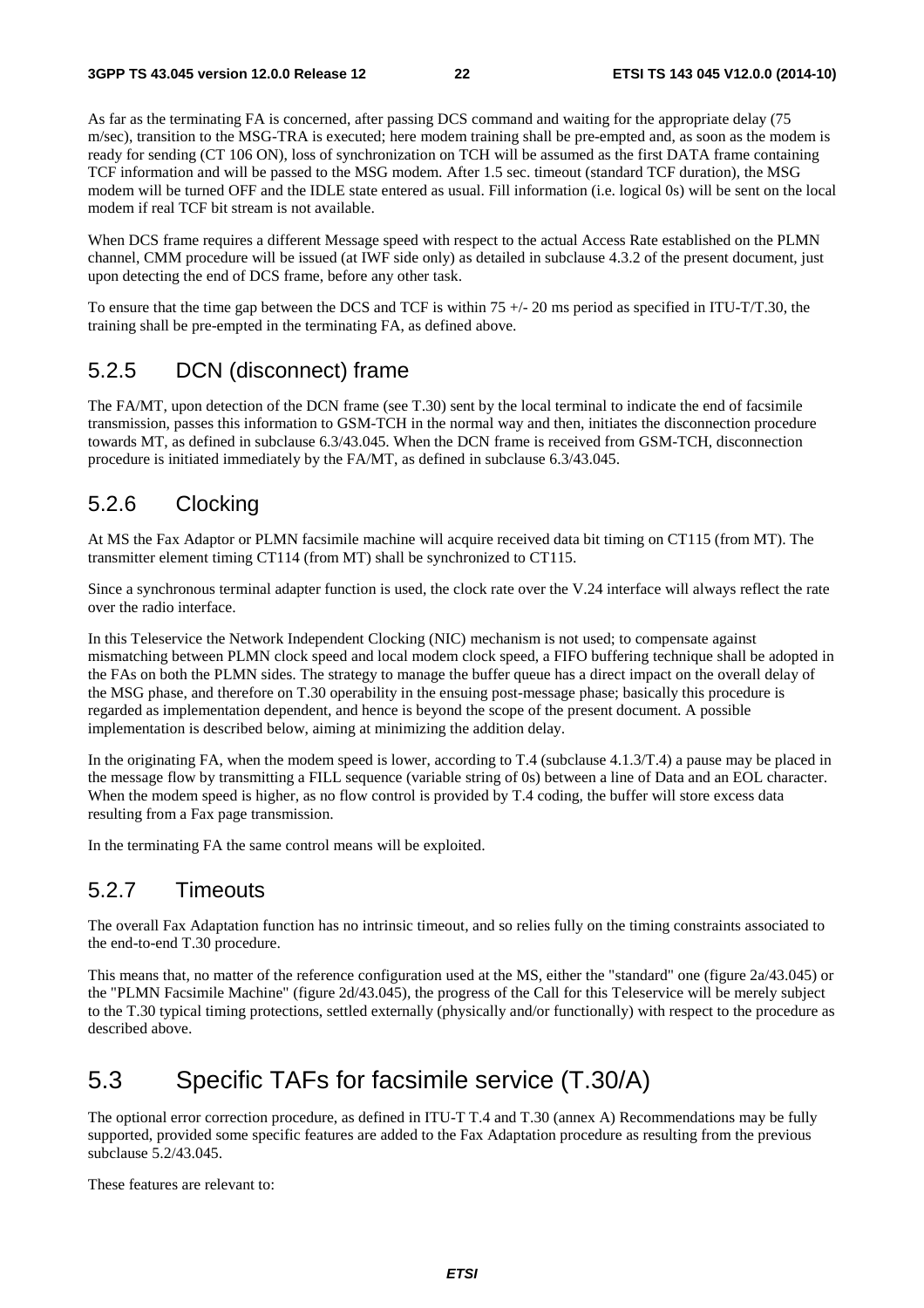As far as the terminating FA is concerned, after passing DCS command and waiting for the appropriate delay (75 m/sec), transition to the MSG-TRA is executed; here modem training shall be pre-empted and, as soon as the modem is ready for sending (CT 106 ON), loss of synchronization on TCH will be assumed as the first DATA frame containing TCF information and will be passed to the MSG modem. After 1.5 sec. timeout (standard TCF duration), the MSG modem will be turned OFF and the IDLE state entered as usual. Fill information (i.e. logical 0s) will be sent on the local modem if real TCF bit stream is not available.

When DCS frame requires a different Message speed with respect to the actual Access Rate established on the PLMN channel, CMM procedure will be issued (at IWF side only) as detailed in subclause 4.3.2 of the present document, just upon detecting the end of DCS frame, before any other task.

To ensure that the time gap between the DCS and TCF is within 75 +/- 20 ms period as specified in ITU-T/T.30, the training shall be pre-empted in the terminating FA, as defined above.

### 5.2.5 DCN (disconnect) frame

The FA/MT, upon detection of the DCN frame (see T.30) sent by the local terminal to indicate the end of facsimile transmission, passes this information to GSM-TCH in the normal way and then, initiates the disconnection procedure towards MT, as defined in subclause 6.3/43.045. When the DCN frame is received from GSM-TCH, disconnection procedure is initiated immediately by the FA/MT, as defined in subclause 6.3/43.045.

### 5.2.6 Clocking

At MS the Fax Adaptor or PLMN facsimile machine will acquire received data bit timing on CT115 (from MT). The transmitter element timing CT114 (from MT) shall be synchronized to CT115.

Since a synchronous terminal adapter function is used, the clock rate over the V.24 interface will always reflect the rate over the radio interface.

In this Teleservice the Network Independent Clocking (NIC) mechanism is not used; to compensate against mismatching between PLMN clock speed and local modem clock speed, a FIFO buffering technique shall be adopted in the FAs on both the PLMN sides. The strategy to manage the buffer queue has a direct impact on the overall delay of the MSG phase, and therefore on T.30 operability in the ensuing post-message phase; basically this procedure is regarded as implementation dependent, and hence is beyond the scope of the present document. A possible implementation is described below, aiming at minimizing the addition delay.

In the originating FA, when the modem speed is lower, according to T.4 (subclause 4.1.3/T.4) a pause may be placed in the message flow by transmitting a FILL sequence (variable string of 0s) between a line of Data and an EOL character. When the modem speed is higher, as no flow control is provided by T.4 coding, the buffer will store excess data resulting from a Fax page transmission.

In the terminating FA the same control means will be exploited.

### 5.2.7 Timeouts

The overall Fax Adaptation function has no intrinsic timeout, and so relies fully on the timing constraints associated to the end-to-end T.30 procedure.

This means that, no matter of the reference configuration used at the MS, either the "standard" one (figure 2a/43.045) or the "PLMN Facsimile Machine" (figure 2d/43.045), the progress of the Call for this Teleservice will be merely subject to the T.30 typical timing protections, settled externally (physically and/or functionally) with respect to the procedure as described above.

## 5.3 Specific TAFs for facsimile service (T.30/A)

The optional error correction procedure, as defined in ITU-T T.4 and T.30 (annex A) Recommendations may be fully supported, provided some specific features are added to the Fax Adaptation procedure as resulting from the previous subclause 5.2/43.045.

These features are relevant to: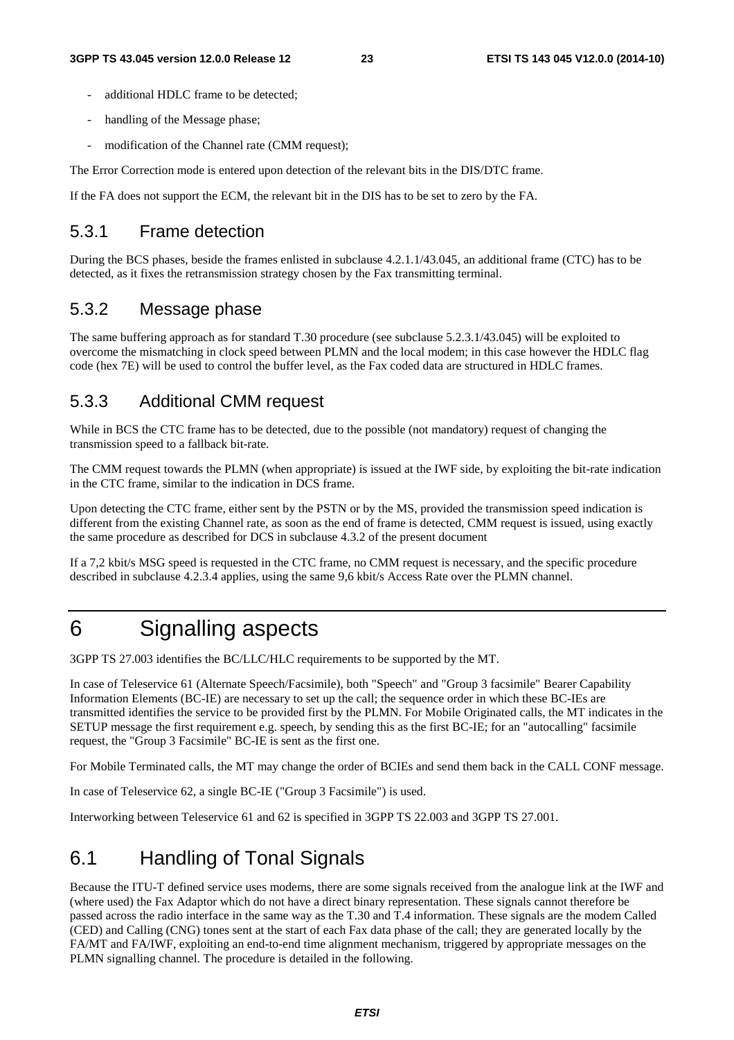- additional HDLC frame to be detected;
- handling of the Message phase;
- modification of the Channel rate (CMM request);

The Error Correction mode is entered upon detection of the relevant bits in the DIS/DTC frame.

If the FA does not support the ECM, the relevant bit in the DIS has to be set to zero by the FA.

## 5.3.1 Frame detection

During the BCS phases, beside the frames enlisted in subclause 4.2.1.1/43.045, an additional frame (CTC) has to be detected, as it fixes the retransmission strategy chosen by the Fax transmitting terminal.

## 5.3.2 Message phase

The same buffering approach as for standard T.30 procedure (see subclause 5.2.3.1/43.045) will be exploited to overcome the mismatching in clock speed between PLMN and the local modem; in this case however the HDLC flag code (hex 7E) will be used to control the buffer level, as the Fax coded data are structured in HDLC frames.

## 5.3.3 Additional CMM request

While in BCS the CTC frame has to be detected, due to the possible (not mandatory) request of changing the transmission speed to a fallback bit-rate.

The CMM request towards the PLMN (when appropriate) is issued at the IWF side, by exploiting the bit-rate indication in the CTC frame, similar to the indication in DCS frame.

Upon detecting the CTC frame, either sent by the PSTN or by the MS, provided the transmission speed indication is different from the existing Channel rate, as soon as the end of frame is detected, CMM request is issued, using exactly the same procedure as described for DCS in subclause 4.3.2 of the present document

If a 7,2 kbit/s MSG speed is requested in the CTC frame, no CMM request is necessary, and the specific procedure described in subclause 4.2.3.4 applies, using the same 9,6 kbit/s Access Rate over the PLMN channel.

# 6 Signalling aspects

3GPP TS 27.003 identifies the BC/LLC/HLC requirements to be supported by the MT.

In case of Teleservice 61 (Alternate Speech/Facsimile), both "Speech" and "Group 3 facsimile" Bearer Capability Information Elements (BC-IE) are necessary to set up the call; the sequence order in which these BC-IEs are transmitted identifies the service to be provided first by the PLMN. For Mobile Originated calls, the MT indicates in the SETUP message the first requirement e.g. speech, by sending this as the first BC-IE; for an "autocalling" facsimile request, the "Group 3 Facsimile" BC-IE is sent as the first one.

For Mobile Terminated calls, the MT may change the order of BCIEs and send them back in the CALL CONF message.

In case of Teleservice 62, a single BC-IE ("Group 3 Facsimile") is used.

Interworking between Teleservice 61 and 62 is specified in 3GPP TS 22.003 and 3GPP TS 27.001.

## 6.1 Handling of Tonal Signals

Because the ITU-T defined service uses modems, there are some signals received from the analogue link at the IWF and (where used) the Fax Adaptor which do not have a direct binary representation. These signals cannot therefore be passed across the radio interface in the same way as the T.30 and T.4 information. These signals are the modem Called (CED) and Calling (CNG) tones sent at the start of each Fax data phase of the call; they are generated locally by the FA/MT and FA/IWF, exploiting an end-to-end time alignment mechanism, triggered by appropriate messages on the PLMN signalling channel. The procedure is detailed in the following.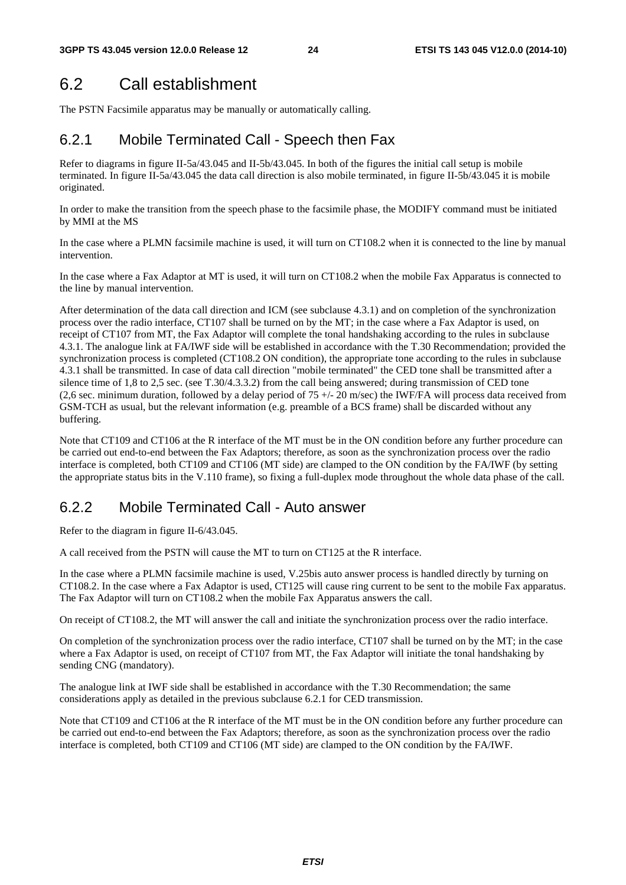## 6.2 Call establishment

The PSTN Facsimile apparatus may be manually or automatically calling.

### 6.2.1 Mobile Terminated Call - Speech then Fax

Refer to diagrams in figure II-5a/43.045 and II-5b/43.045. In both of the figures the initial call setup is mobile terminated. In figure II-5a/43.045 the data call direction is also mobile terminated, in figure II-5b/43.045 it is mobile originated.

In order to make the transition from the speech phase to the facsimile phase, the MODIFY command must be initiated by MMI at the MS

In the case where a PLMN facsimile machine is used, it will turn on CT108.2 when it is connected to the line by manual intervention.

In the case where a Fax Adaptor at MT is used, it will turn on CT108.2 when the mobile Fax Apparatus is connected to the line by manual intervention.

After determination of the data call direction and ICM (see subclause 4.3.1) and on completion of the synchronization process over the radio interface, CT107 shall be turned on by the MT; in the case where a Fax Adaptor is used, on receipt of CT107 from MT, the Fax Adaptor will complete the tonal handshaking according to the rules in subclause 4.3.1. The analogue link at FA/IWF side will be established in accordance with the T.30 Recommendation; provided the synchronization process is completed (CT108.2 ON condition), the appropriate tone according to the rules in subclause 4.3.1 shall be transmitted. In case of data call direction "mobile terminated" the CED tone shall be transmitted after a silence time of 1,8 to 2,5 sec. (see T.30/4.3.3.2) from the call being answered; during transmission of CED tone (2,6 sec. minimum duration, followed by a delay period of 75 +/- 20 m/sec) the IWF/FA will process data received from GSM-TCH as usual, but the relevant information (e.g. preamble of a BCS frame) shall be discarded without any buffering.

Note that CT109 and CT106 at the R interface of the MT must be in the ON condition before any further procedure can be carried out end-to-end between the Fax Adaptors; therefore, as soon as the synchronization process over the radio interface is completed, both CT109 and CT106 (MT side) are clamped to the ON condition by the FA/IWF (by setting the appropriate status bits in the V.110 frame), so fixing a full-duplex mode throughout the whole data phase of the call.

### 6.2.2 Mobile Terminated Call - Auto answer

Refer to the diagram in figure II-6/43.045.

A call received from the PSTN will cause the MT to turn on CT125 at the R interface.

In the case where a PLMN facsimile machine is used, V.25bis auto answer process is handled directly by turning on CT108.2. In the case where a Fax Adaptor is used, CT125 will cause ring current to be sent to the mobile Fax apparatus. The Fax Adaptor will turn on CT108.2 when the mobile Fax Apparatus answers the call.

On receipt of CT108.2, the MT will answer the call and initiate the synchronization process over the radio interface.

On completion of the synchronization process over the radio interface, CT107 shall be turned on by the MT; in the case where a Fax Adaptor is used, on receipt of CT107 from MT, the Fax Adaptor will initiate the tonal handshaking by sending CNG (mandatory).

The analogue link at IWF side shall be established in accordance with the T.30 Recommendation; the same considerations apply as detailed in the previous subclause 6.2.1 for CED transmission.

Note that CT109 and CT106 at the R interface of the MT must be in the ON condition before any further procedure can be carried out end-to-end between the Fax Adaptors; therefore, as soon as the synchronization process over the radio interface is completed, both CT109 and CT106 (MT side) are clamped to the ON condition by the FA/IWF.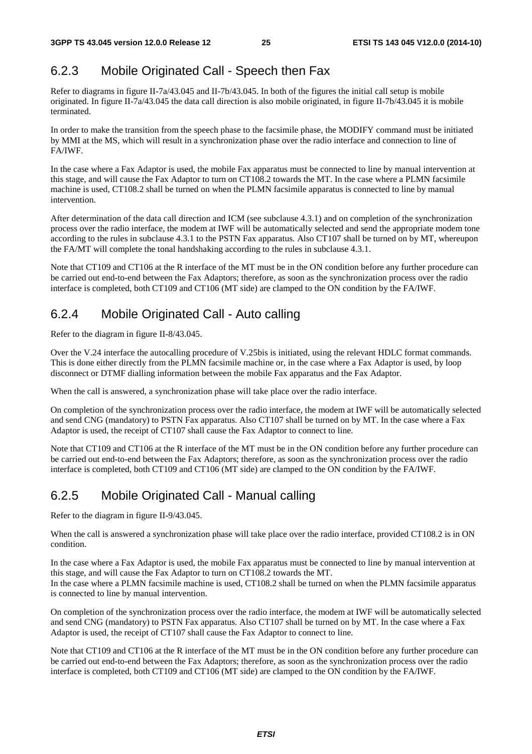### 6.2.3 Mobile Originated Call - Speech then Fax

Refer to diagrams in figure II-7a/43.045 and II-7b/43.045. In both of the figures the initial call setup is mobile originated. In figure II-7a/43.045 the data call direction is also mobile originated, in figure II-7b/43.045 it is mobile terminated.

In order to make the transition from the speech phase to the facsimile phase, the MODIFY command must be initiated by MMI at the MS, which will result in a synchronization phase over the radio interface and connection to line of FA/IWF.

In the case where a Fax Adaptor is used, the mobile Fax apparatus must be connected to line by manual intervention at this stage, and will cause the Fax Adaptor to turn on CT108.2 towards the MT. In the case where a PLMN facsimile machine is used, CT108.2 shall be turned on when the PLMN facsimile apparatus is connected to line by manual intervention.

After determination of the data call direction and ICM (see subclause 4.3.1) and on completion of the synchronization process over the radio interface, the modem at IWF will be automatically selected and send the appropriate modem tone according to the rules in subclause 4.3.1 to the PSTN Fax apparatus. Also CT107 shall be turned on by MT, whereupon the FA/MT will complete the tonal handshaking according to the rules in subclause 4.3.1.

Note that CT109 and CT106 at the R interface of the MT must be in the ON condition before any further procedure can be carried out end-to-end between the Fax Adaptors; therefore, as soon as the synchronization process over the radio interface is completed, both CT109 and CT106 (MT side) are clamped to the ON condition by the FA/IWF.

### 6.2.4 Mobile Originated Call - Auto calling

Refer to the diagram in figure II-8/43.045.

Over the V.24 interface the autocalling procedure of V.25bis is initiated, using the relevant HDLC format commands. This is done either directly from the PLMN facsimile machine or, in the case where a Fax Adaptor is used, by loop disconnect or DTMF dialling information between the mobile Fax apparatus and the Fax Adaptor.

When the call is answered, a synchronization phase will take place over the radio interface.

On completion of the synchronization process over the radio interface, the modem at IWF will be automatically selected and send CNG (mandatory) to PSTN Fax apparatus. Also CT107 shall be turned on by MT. In the case where a Fax Adaptor is used, the receipt of CT107 shall cause the Fax Adaptor to connect to line.

Note that CT109 and CT106 at the R interface of the MT must be in the ON condition before any further procedure can be carried out end-to-end between the Fax Adaptors; therefore, as soon as the synchronization process over the radio interface is completed, both CT109 and CT106 (MT side) are clamped to the ON condition by the FA/IWF.

### 6.2.5 Mobile Originated Call - Manual calling

Refer to the diagram in figure II-9/43.045.

When the call is answered a synchronization phase will take place over the radio interface, provided CT108.2 is in ON condition.

In the case where a Fax Adaptor is used, the mobile Fax apparatus must be connected to line by manual intervention at this stage, and will cause the Fax Adaptor to turn on CT108.2 towards the MT.
In the case where a PLMN facsimile machine is used, CT108.2 shall be turned on when the PLMN facsimile apparatus is connected to line by manual intervention.

On completion of the synchronization process over the radio interface, the modem at IWF will be automatically selected and send CNG (mandatory) to PSTN Fax apparatus. Also CT107 shall be turned on by MT. In the case where a Fax Adaptor is used, the receipt of CT107 shall cause the Fax Adaptor to connect to line.

Note that CT109 and CT106 at the R interface of the MT must be in the ON condition before any further procedure can be carried out end-to-end between the Fax Adaptors; therefore, as soon as the synchronization process over the radio interface is completed, both CT109 and CT106 (MT side) are clamped to the ON condition by the FA/IWF.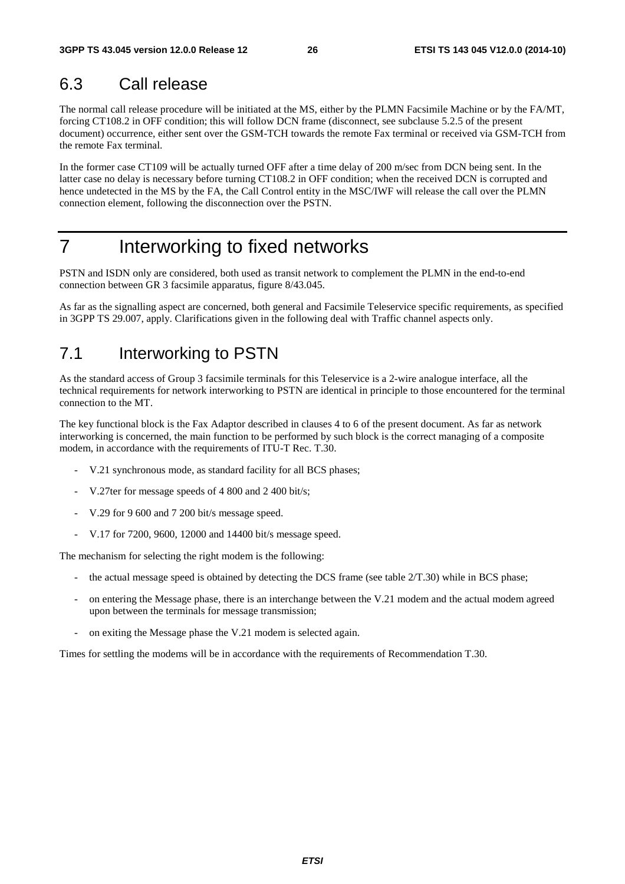## 6.3 Call release

The normal call release procedure will be initiated at the MS, either by the PLMN Facsimile Machine or by the FA/MT, forcing CT108.2 in OFF condition; this will follow DCN frame (disconnect, see subclause 5.2.5 of the present document) occurrence, either sent over the GSM-TCH towards the remote Fax terminal or received via GSM-TCH from the remote Fax terminal.

In the former case CT109 will be actually turned OFF after a time delay of 200 m/sec from DCN being sent. In the latter case no delay is necessary before turning CT108.2 in OFF condition; when the received DCN is corrupted and hence undetected in the MS by the FA, the Call Control entity in the MSC/IWF will release the call over the PLMN connection element, following the disconnection over the PSTN.

# 7 Interworking to fixed networks

PSTN and ISDN only are considered, both used as transit network to complement the PLMN in the end-to-end connection between GR 3 facsimile apparatus, figure 8/43.045.

As far as the signalling aspect are concerned, both general and Facsimile Teleservice specific requirements, as specified in 3GPP TS 29.007, apply. Clarifications given in the following deal with Traffic channel aspects only.

## 7.1 Interworking to PSTN

As the standard access of Group 3 facsimile terminals for this Teleservice is a 2-wire analogue interface, all the technical requirements for network interworking to PSTN are identical in principle to those encountered for the terminal connection to the MT.

The key functional block is the Fax Adaptor described in clauses 4 to 6 of the present document. As far as network interworking is concerned, the main function to be performed by such block is the correct managing of a composite modem, in accordance with the requirements of ITU-T Rec. T.30.

- V.21 synchronous mode, as standard facility for all BCS phases;
- V.27ter for message speeds of 4 800 and 2 400 bit/s;
- V.29 for 9 600 and 7 200 bit/s message speed.
- V.17 for 7200, 9600, 12000 and 14400 bit/s message speed.

The mechanism for selecting the right modem is the following:

- the actual message speed is obtained by detecting the DCS frame (see table 2/T.30) while in BCS phase;
- on entering the Message phase, there is an interchange between the V.21 modem and the actual modem agreed upon between the terminals for message transmission;
- on exiting the Message phase the V.21 modem is selected again.

Times for settling the modems will be in accordance with the requirements of Recommendation T.30.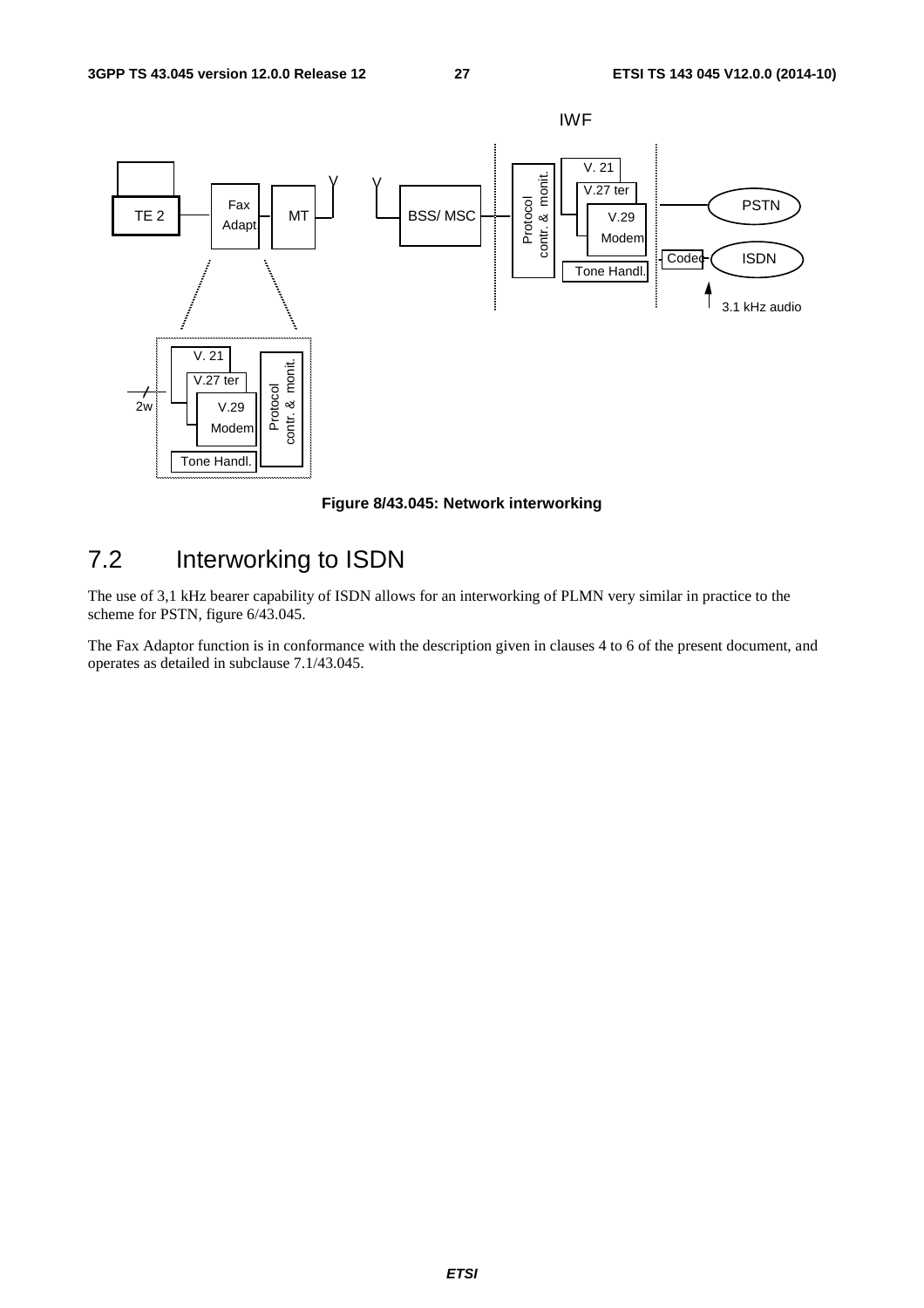**Figure 8/43.045: Network interworking**

## 7.2 Interworking to ISDN

The use of 3,1 kHz bearer capability of ISDN allows for an interworking of PLMN very similar in practice to the scheme for PSTN, figure 6/43.045.

The Fax Adaptor function is in conformance with the description given in clauses 4 to 6 of the present document, and operates as detailed in subclause 7.1/43.045.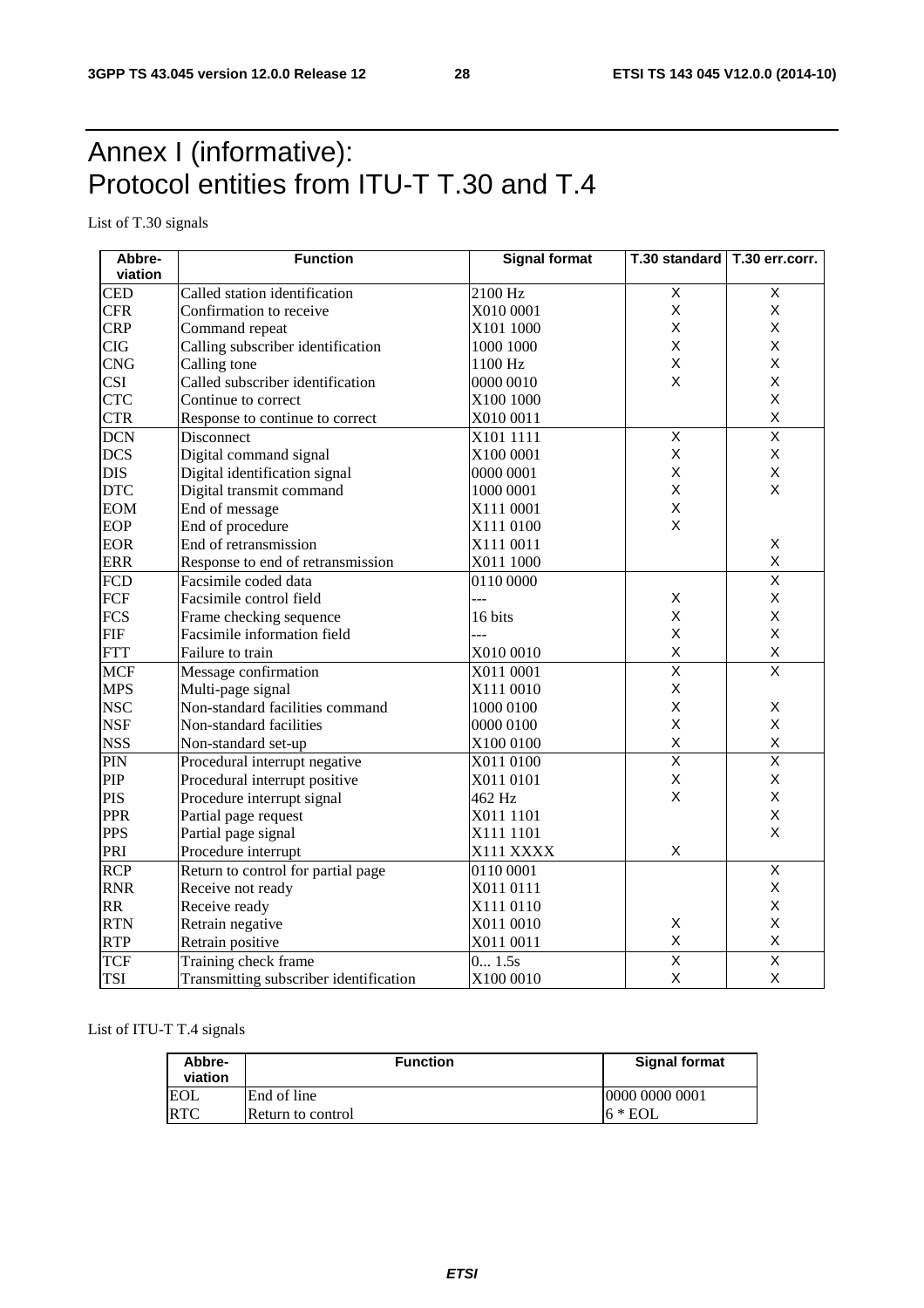# Annex I (informative): Protocol entities from ITU-T T.30 and T.4

List of T.30 signals

| Abbre-viation | Function | Signal format | T.30 standard | T.30 err.corr. |
|---|---|---|---|---|
| CED | Called station identification | 2100 Hz | X | X |
| CFR | Confirmation to receive | X010 0001 | X | X |
| CRP | Command repeat | X101 1000 | X | X |
| CIG | Calling subscriber identification | 1000 1000 | X | X |
| CNG | Calling tone | 1100 Hz | X | X |
| CSI | Called subscriber identification | 0000 0010 | X | X |
| CTC | Continue to correct | X100 1000 | | X |
| CTR | Response to continue to correct | X010 0011 | | X |
| DCN | Disconnect | X101 1111 | X | X |
| DCS | Digital command signal | X100 0001 | X | X |
| DIS | Digital identification signal | 0000 0001 | X | X |
| DTC | Digital transmit command | 1000 0001 | X | X |
| EOM | End of message | X111 0001 | X | |
| EOP | End of procedure | X111 0100 | X | |
| EOR | End of retransmission | X111 0011 | | X |
| ERR | Response to end of retransmission | X011 1000 | | X |
| FCD | Facsimile coded data | 0110 0000 | | X |
| FCF | Facsimile control field | --- | X | X |
| FCS | Frame checking sequence | 16 bits | X | X |
| FIF | Facsimile information field | --- | X | X |
| FTT | Failure to train | X010 0010 | X | X |
| MCF | Message confirmation | X011 0001 | X | X |
| MPS | Multi-page signal | X111 0010 | X | |
| NSC | Non-standard facilities command | 1000 0100 | X | X |
| NSF | Non-standard facilities | 0000 0100 | X | X |
| NSS | Non-standard set-up | X100 0100 | X | X |
| PIN | Procedural interrupt negative | X011 0100 | X | X |
| PIP | Procedural interrupt positive | X011 0101 | X | X |
| PIS | Procedure interrupt signal | 462 Hz | X | X |
| PPR | Partial page request | X011 1101 | | X |
| PPS | Partial page signal | X111 1101 | | X |
| PRI | Procedure interrupt | X111 XXXX | X | |
| RCP | Return to control for partial page | 0110 0001 | | X |
| RNR | Receive not ready | X011 0111 | | X |
| RR | Receive ready | X111 0110 | | X |
| RTN | Retrain negative | X011 0010 | X | X |
| RTP | Retrain positive | X011 0011 | X | X |
| TCF | Training check frame | 0... 1.5s | X | X |
| TSI | Transmitting subscriber identification | X100 0010 | X | X |

List of ITU-T T.4 signals

| Abbre-viation | Function | Signal format |
|---|---|---|
| EOL | End of line | 0000 0000 0001 |
| RTC | Return to control | 6 * EOL |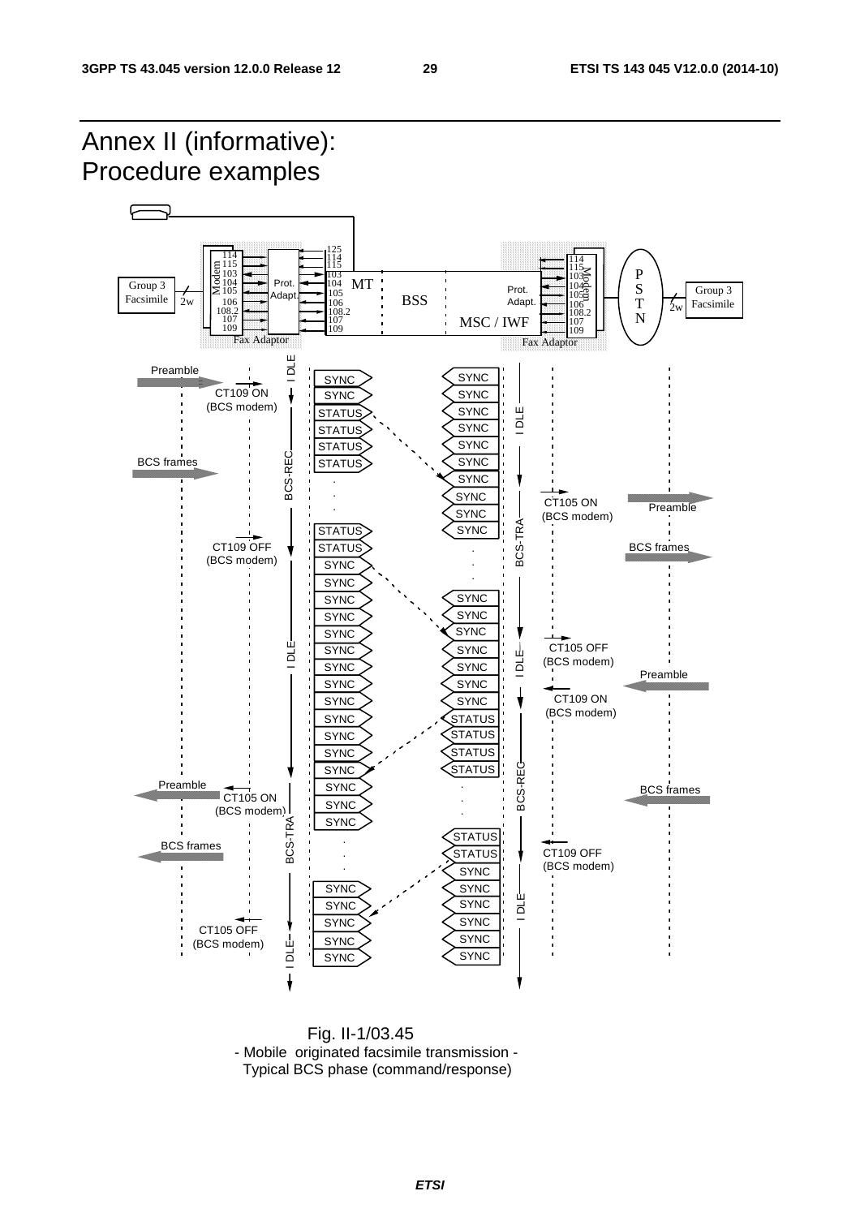# Annex II (informative): Procedure examples

Fig. II-1/03.45
- Mobile originated facsimile transmission -
Typical BCS phase (command/response)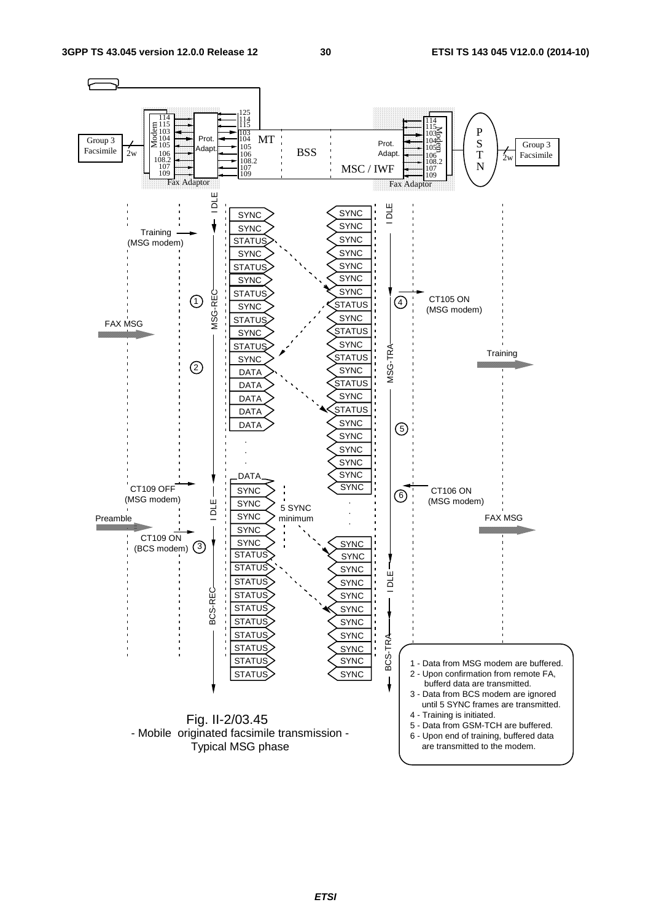Fig. II-2/03.45
- Mobile originated facsimile transmission -
Typical MSG phase

1 - Data from MSG modem are buffered.
2 - Upon confirmation from remote FA, bufferd data are transmitted.
3 - Data from BCS modem are ignored until 5 SYNC frames are transmitted.
4 - Training is initiated.
5 - Data from GSM-TCH are buffered.
6 - Upon end of training, buffered data are transmitted to the modem.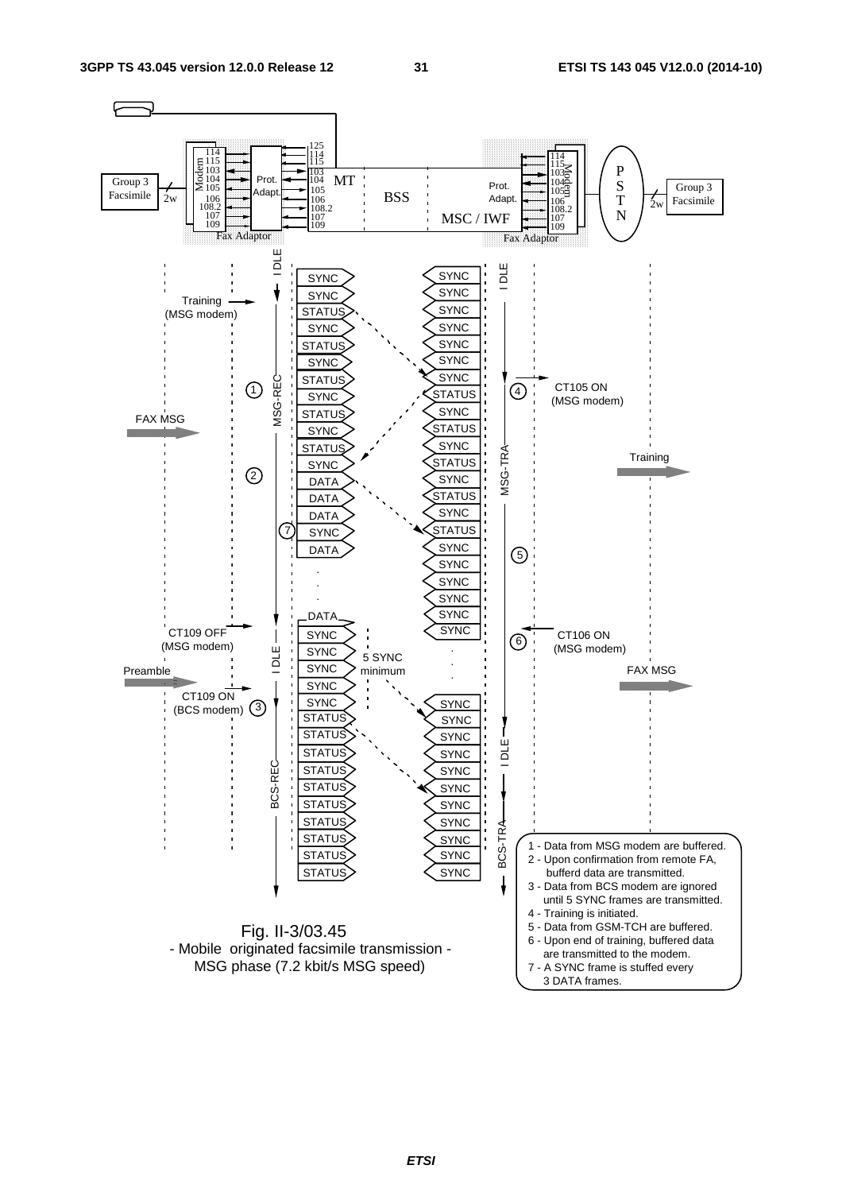Fig. II-3/03.45
- Mobile originated facsimile transmission -
MSG phase (7.2 kbit/s MSG speed)

1 - Data from MSG modem are buffered.
2 - Upon confirmation from remote FA, bufferd data are transmitted.
3 - Data from BCS modem are ignored until 5 SYNC frames are transmitted.
4 - Training is initiated.
5 - Data from GSM-TCH are buffered.
6 - Upon end of training, buffered data are transmitted to the modem.
7 - A SYNC frame is stuffed every 3 DATA frames.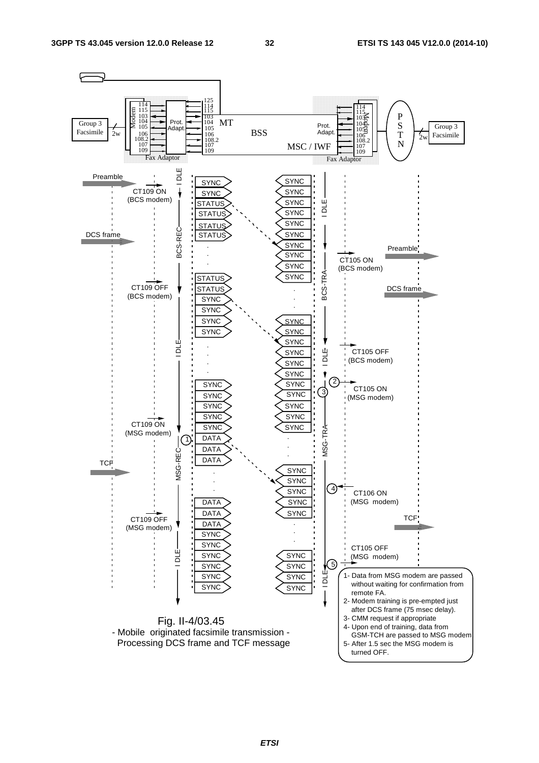Fig. II-4/03.45
- Mobile originated facsimile transmission -
Processing DCS frame and TCF message

1- Data from MSG modem are passed without waiting for confirmation from remote FA.
2- Modem training is pre-empted just after DCS frame (75 msec delay).
3- CMM request if appropriate
4- Upon end of training, data from GSM-TCH are passed to MSG modem
5- After 1.5 sec the MSG modem is turned OFF.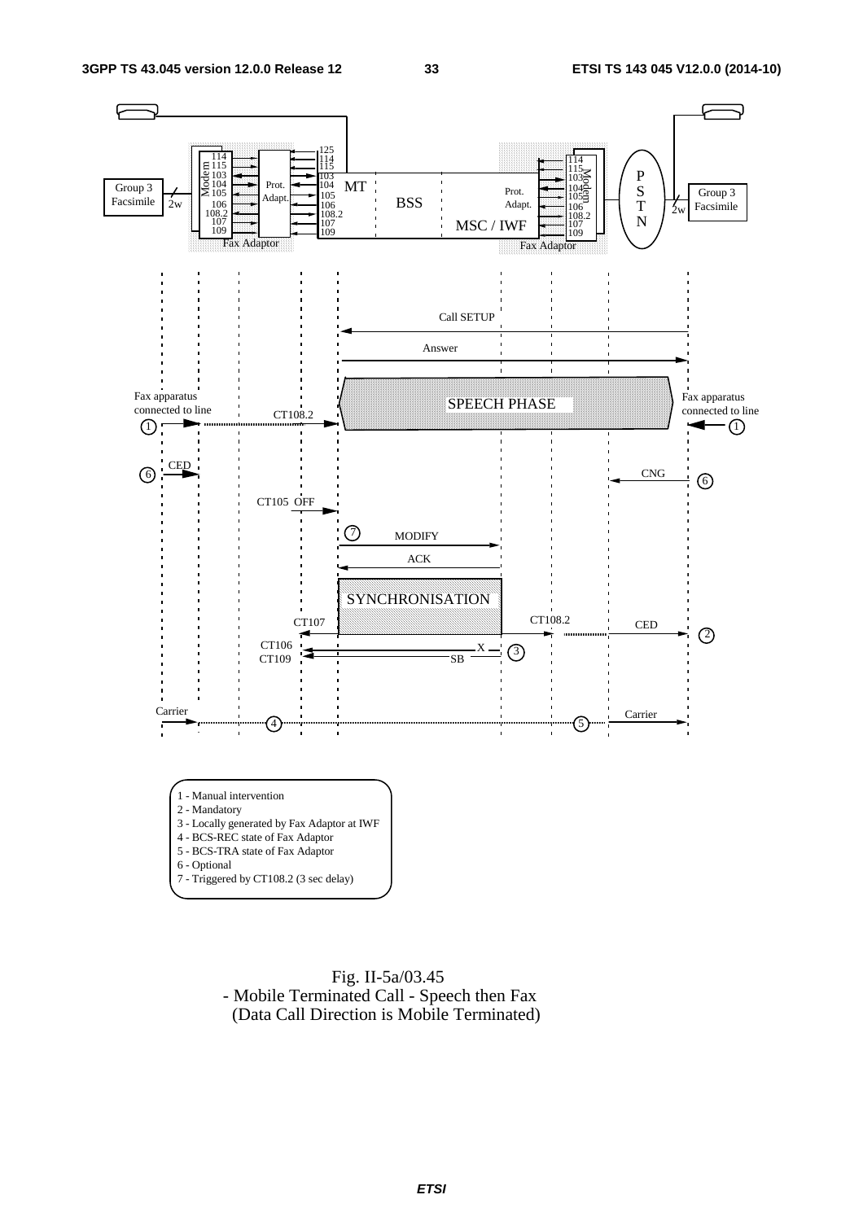1 - Manual intervention
2 - Mandatory
3 - Locally generated by Fax Adaptor at IWF
4 - BCS-REC state of Fax Adaptor
5 - BCS-TRA state of Fax Adaptor
6 - Optional
7 - Triggered by CT108.2 (3 sec delay)

Fig. II-5a/03.45
- Mobile Terminated Call - Speech then Fax
(Data Call Direction is Mobile Terminated)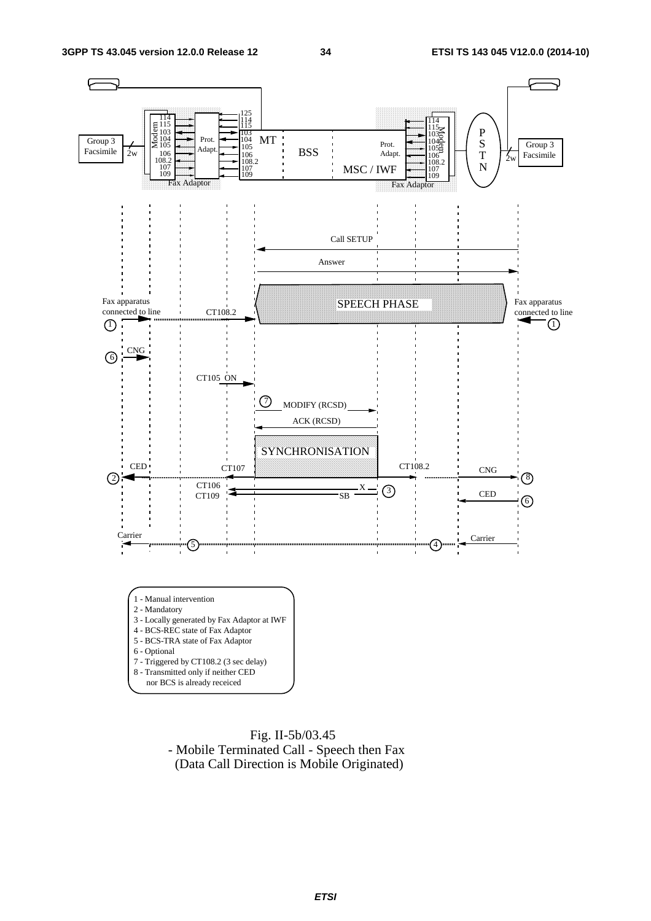1 - Manual intervention
2 - Mandatory
3 - Locally generated by Fax Adaptor at IWF
4 - BCS-REC state of Fax Adaptor
5 - BCS-TRA state of Fax Adaptor
6 - Optional
7 - Triggered by CT108.2 (3 sec delay)
8 - Transmitted only if neither CED nor BCS is already receiced

Fig. II-5b/03.45
- Mobile Terminated Call - Speech then Fax
(Data Call Direction is Mobile Originated)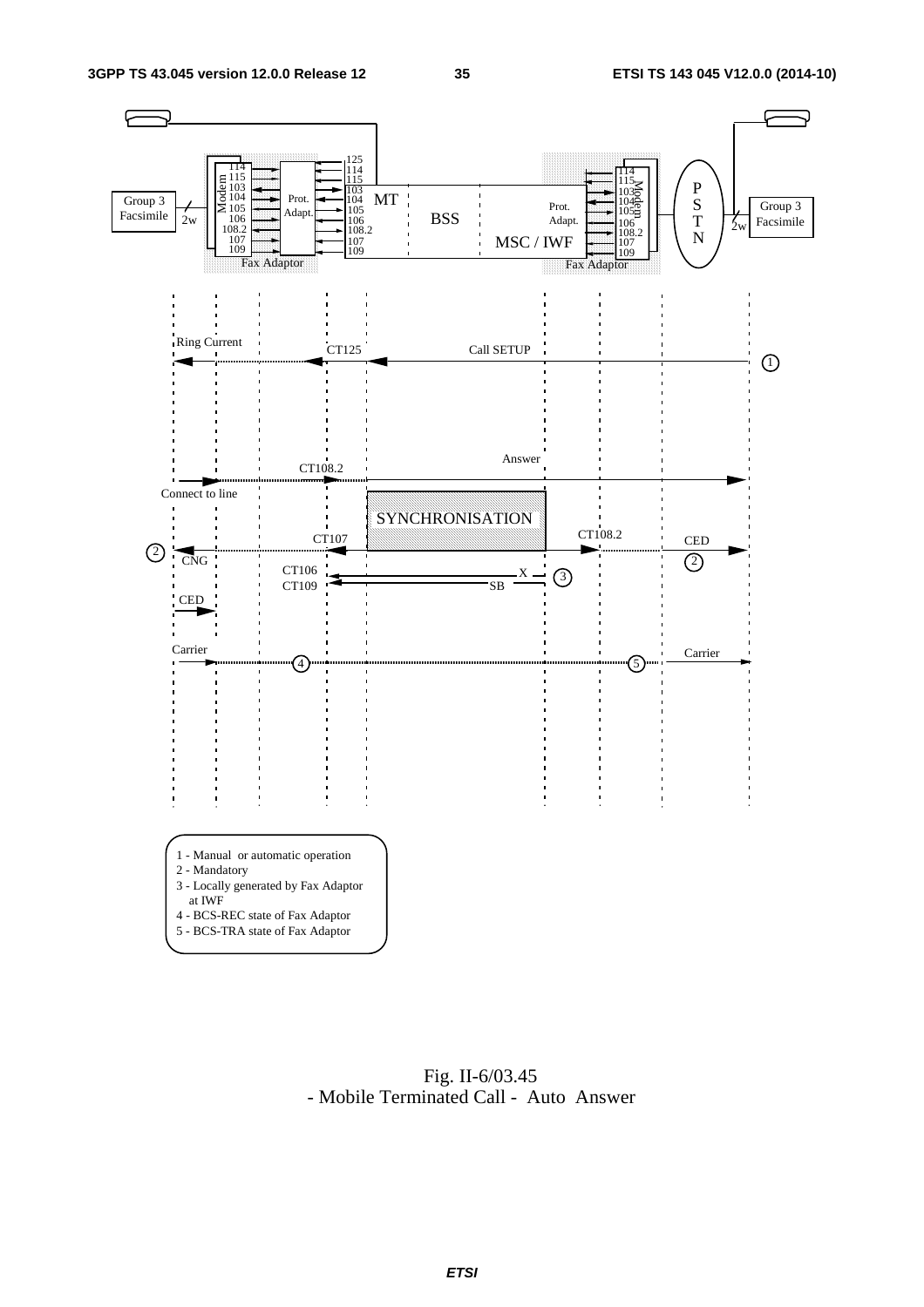1 - Manual or automatic operation
2 - Mandatory
3 - Locally generated by Fax Adaptor at IWF
4 - BCS-REC state of Fax Adaptor
5 - BCS-TRA state of Fax Adaptor

Fig. II-6/03.45
- Mobile Terminated Call - Auto Answer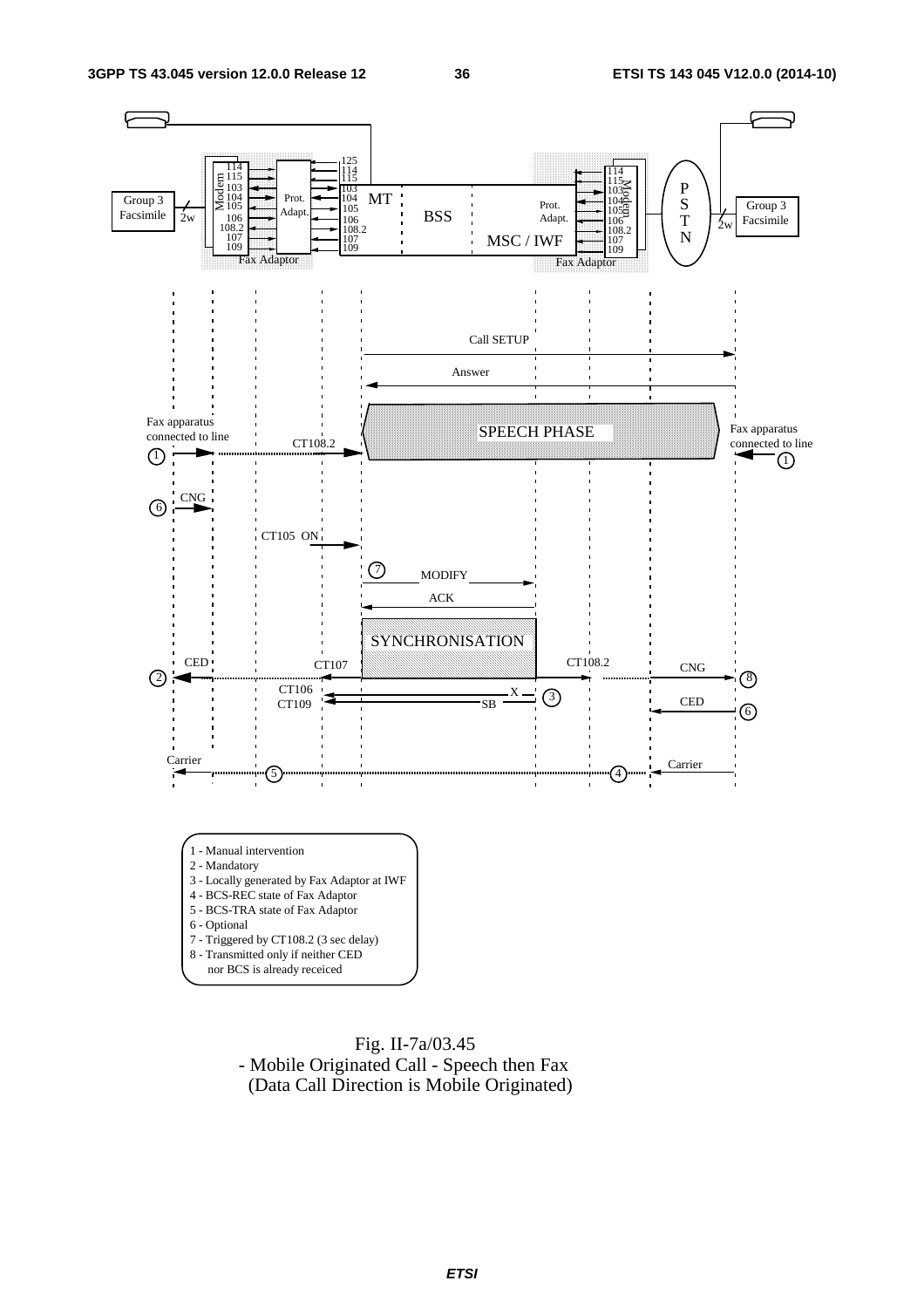1 - Manual intervention
2 - Mandatory
3 - Locally generated by Fax Adaptor at IWF
4 - BCS-REC state of Fax Adaptor
5 - BCS-TRA state of Fax Adaptor
6 - Optional
7 - Triggered by CT108.2 (3 sec delay)
8 - Transmitted only if neither CED nor BCS is already receiced

Fig. II-7a/03.45
- Mobile Originated Call - Speech then Fax
(Data Call Direction is Mobile Originated)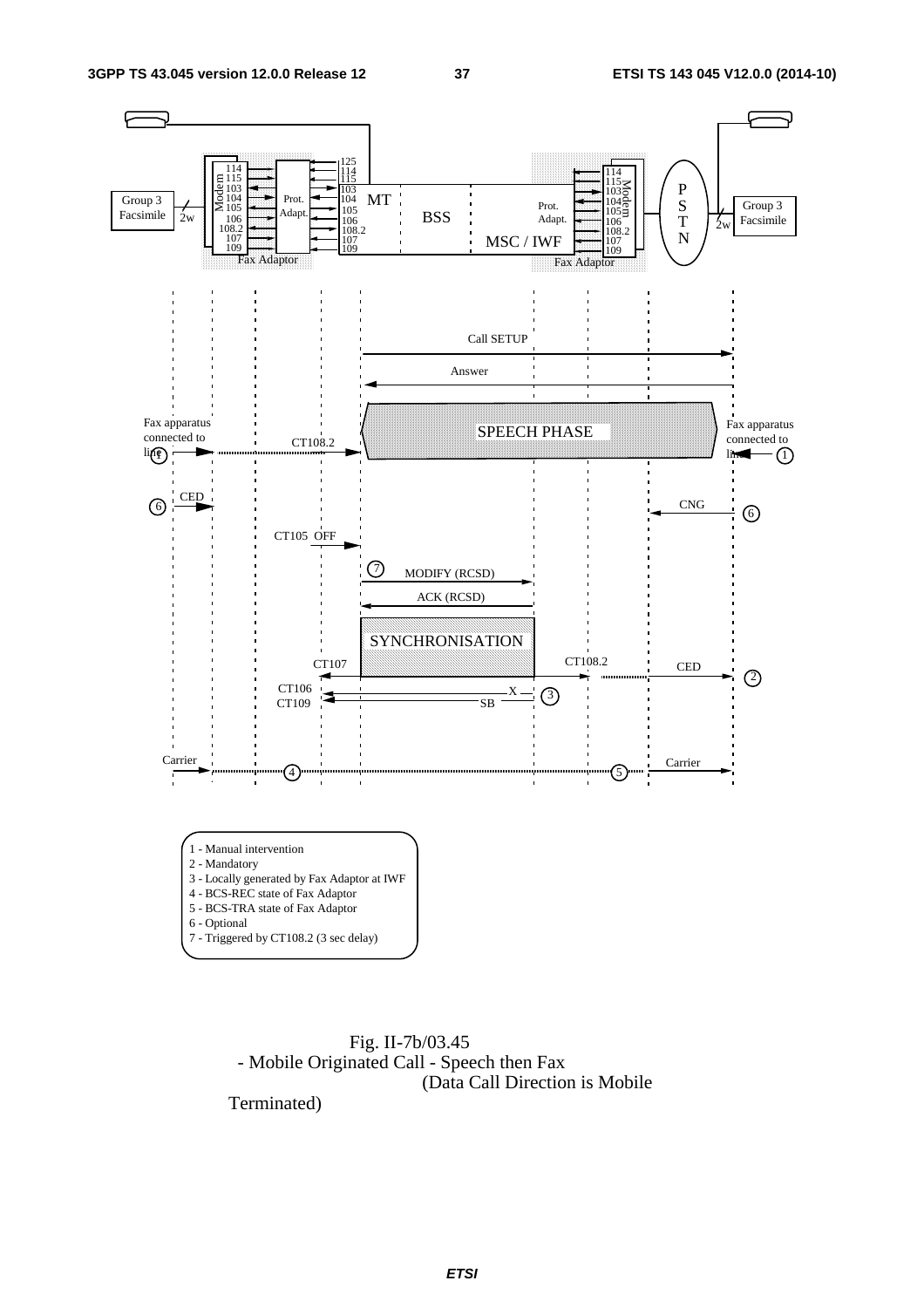1 - Manual intervention
2 - Mandatory
3 - Locally generated by Fax Adaptor at IWF
4 - BCS-REC state of Fax Adaptor
5 - BCS-TRA state of Fax Adaptor
6 - Optional
7 - Triggered by CT108.2 (3 sec delay)

Fig. II-7b/03.45
- Mobile Originated Call - Speech then Fax
(Data Call Direction is Mobile Terminated)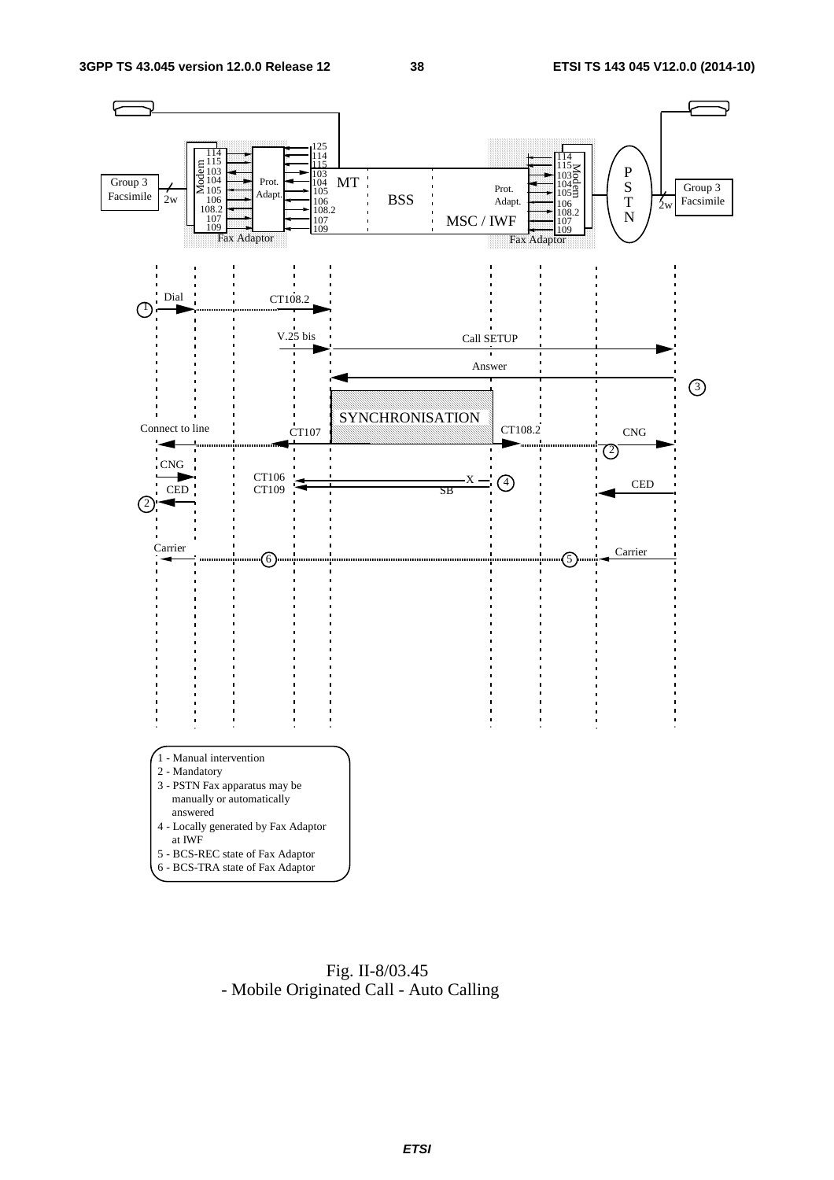1 - Manual intervention
2 - Mandatory
3 - PSTN Fax apparatus may be manually or automatically answered
4 - Locally generated by Fax Adaptor at IWF
5 - BCS-REC state of Fax Adaptor
6 - BCS-TRA state of Fax Adaptor

Fig. II-8/03.45
- Mobile Originated Call - Auto Calling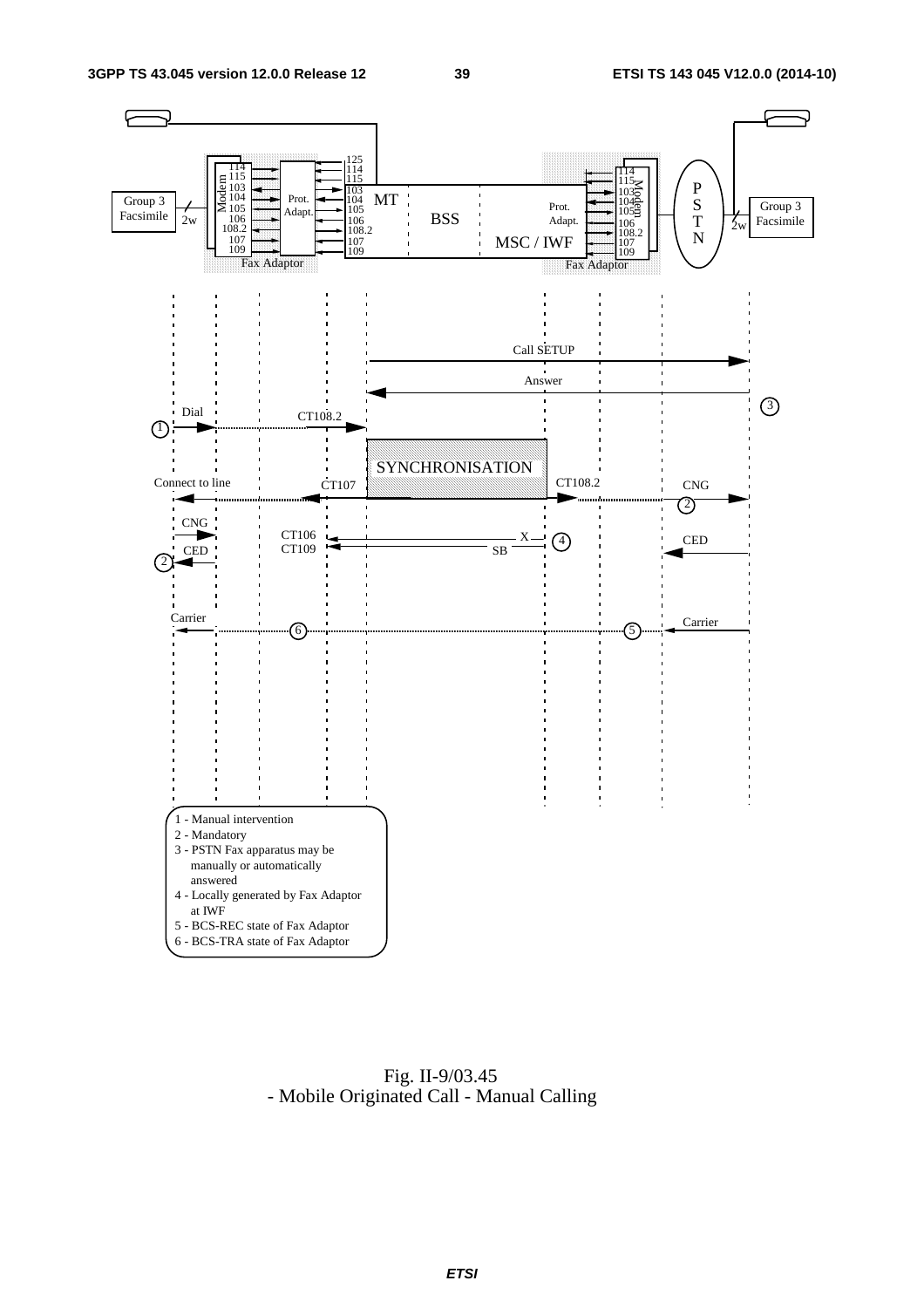Fig. II-9/03.45
- Mobile Originated Call - Manual Calling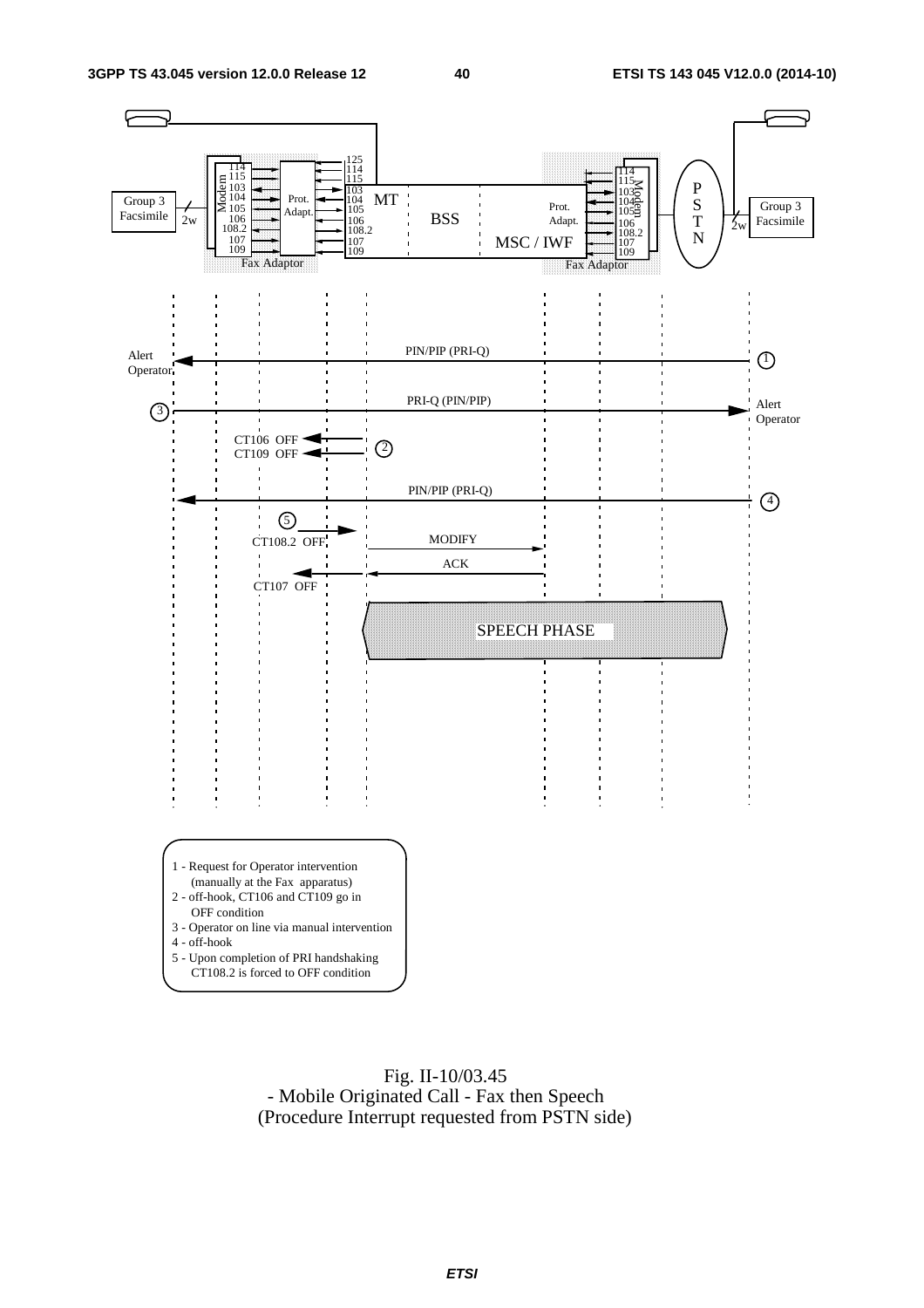1 - Request for Operator intervention
(manually at the Fax apparatus)
2 - off-hook, CT106 and CT109 go in
OFF condition
3 - Operator on line via manual intervention
4 - off-hook
5 - Upon completion of PRI handshaking
CT108.2 is forced to OFF condition

Fig. II-10/03.45
- Mobile Originated Call - Fax then Speech
(Procedure Interrupt requested from PSTN side)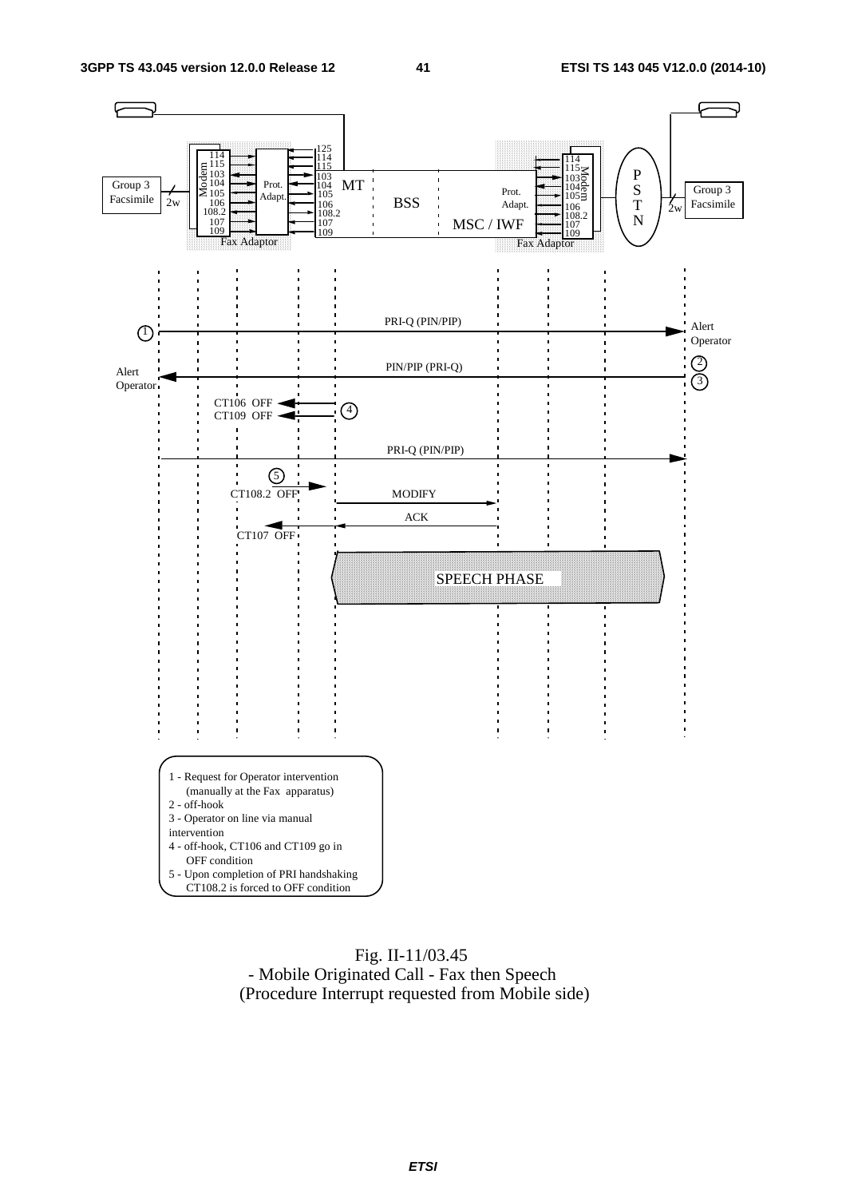Fig. II-11/03.45
- Mobile Originated Call - Fax then Speech
(Procedure Interrupt requested from Mobile side)

1 - Request for Operator intervention (manually at the Fax apparatus)
2 - off-hook
3 - Operator on line via manual intervention
4 - off-hook, CT106 and CT109 go in OFF condition
5 - Upon completion of PRI handshaking CT108.2 is forced to OFF condition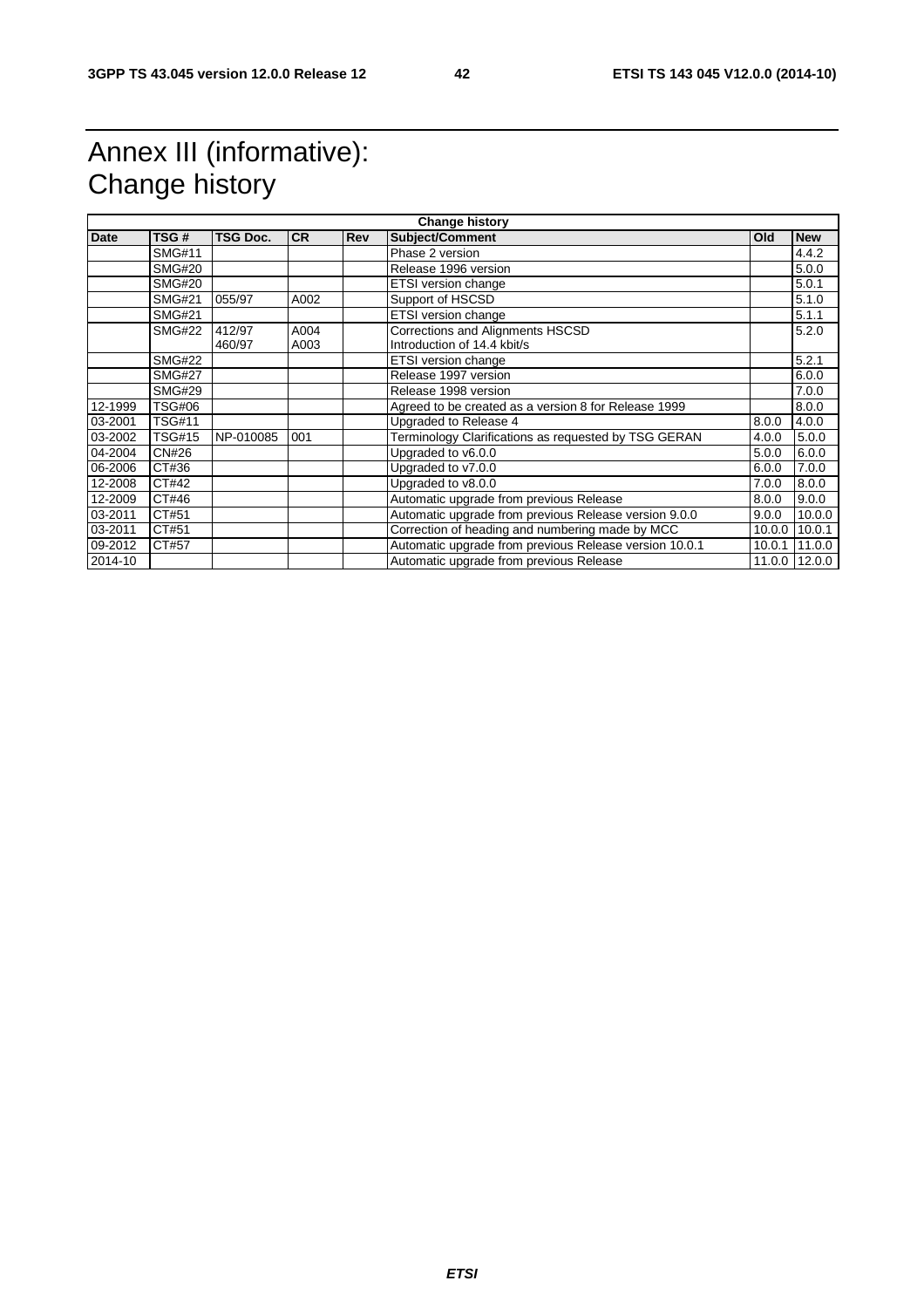# Annex III (informative): Change history

| Change history | | | | | | | |
|---|---|---|---|---|---|---|---|
| **Date** | **TSG #** | **TSG Doc.** | **CR** | **Rev** | **Subject/Comment** | **Old** | **New** |
| | SMG#11 | | | | Phase 2 version | | 4.4.2 |
| | SMG#20 | | | | Release 1996 version | | 5.0.0 |
| | SMG#20 | | | | ETSI version change | | 5.0.1 |
| | SMG#21 | 055/97 | A002 | | Support of HSCSD | | 5.1.0 |
| | SMG#21 | | | | ETSI version change | | 5.1.1 |
| | SMG#22 | 412/97<br>460/97 | A004<br>A003 | | Corrections and Alignments HSCSD<br>Introduction of 14.4 kbit/s | | 5.2.0 |
| | SMG#22 | | | | ETSI version change | | 5.2.1 |
| | SMG#27 | | | | Release 1997 version | | 6.0.0 |
| | SMG#29 | | | | Release 1998 version | | 7.0.0 |
| 12-1999 | TSG#06 | | | | Agreed to be created as a version 8 for Release 1999 | | 8.0.0 |
| 03-2001 | TSG#11 | | | | Upgraded to Release 4 | 8.0.0 | 4.0.0 |
| 03-2002 | TSG#15 | NP-010085 | 001 | | Terminology Clarifications as requested by TSG GERAN | 4.0.0 | 5.0.0 |
| 04-2004 | CN#26 | | | | Upgraded to v6.0.0 | 5.0.0 | 6.0.0 |
| 06-2006 | CT#36 | | | | Upgraded to v7.0.0 | 6.0.0 | 7.0.0 |
| 12-2008 | CT#42 | | | | Upgraded to v8.0.0 | 7.0.0 | 8.0.0 |
| 12-2009 | CT#46 | | | | Automatic upgrade from previous Release | 8.0.0 | 9.0.0 |
| 03-2011 | CT#51 | | | | Automatic upgrade from previous Release version 9.0.0 | 9.0.0 | 10.0.0 |
| 03-2011 | CT#51 | | | | Correction of heading and numbering made by MCC | 10.0.0 | 10.0.1 |
| 09-2012 | CT#57 | | | | Automatic upgrade from previous Release version 10.0.1 | 10.0.1 | 11.0.0 |
| 2014-10 | | | | | Automatic upgrade from previous Release | 11.0.0 | 12.0.0 |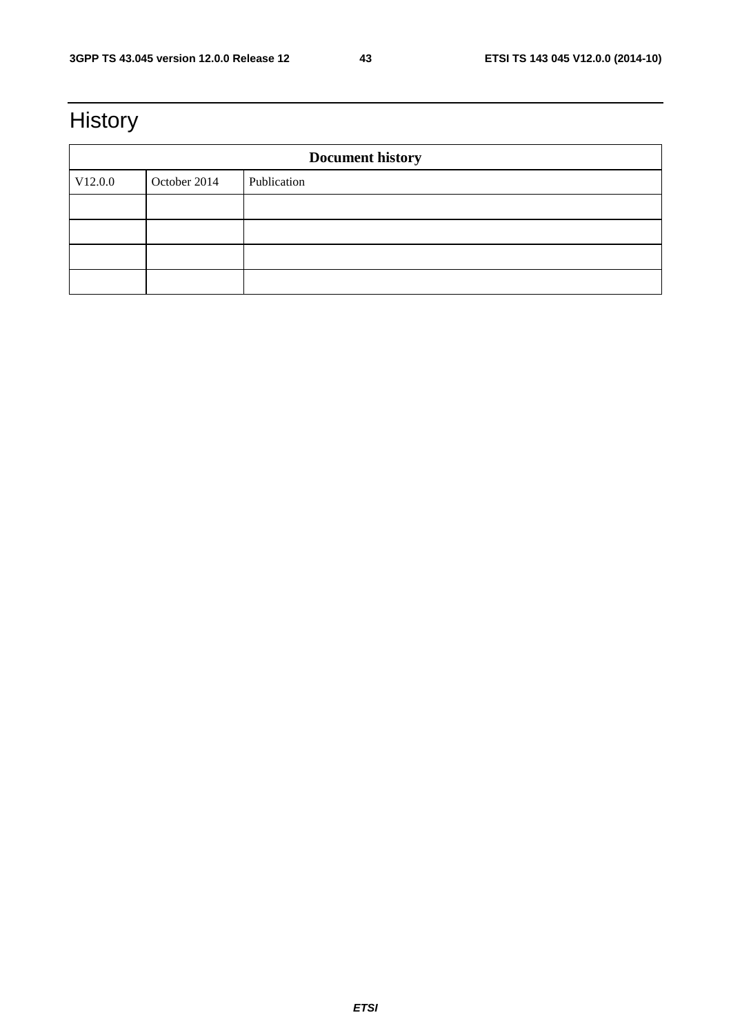# History

| Document history | | |
|---|---|---|
| V12.0.0 | October 2014 | Publication |
| | | |
| | | |
| | | |
| | | |